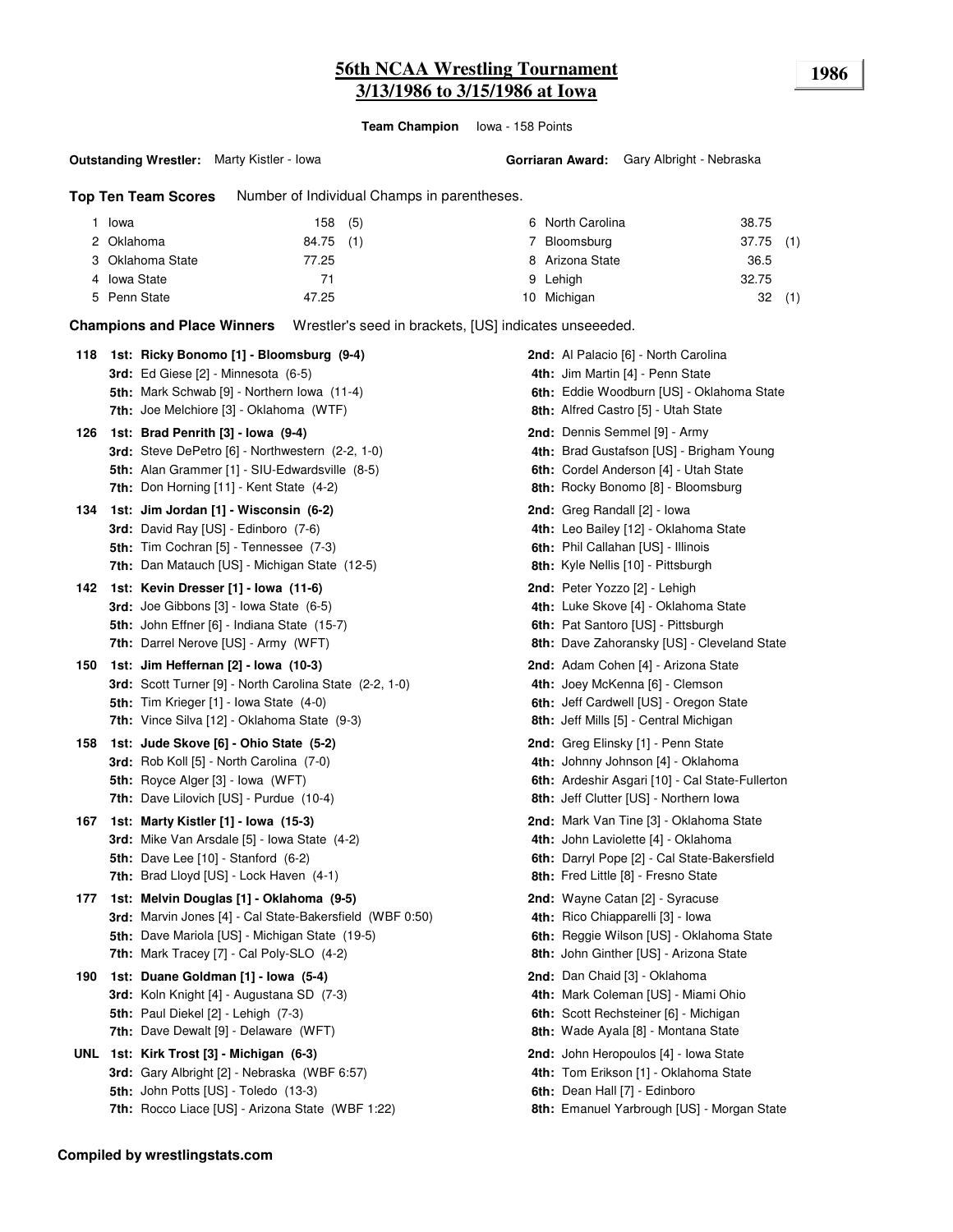# 56th NCAA Wrestling Tournament
## 3/13/1986 to 3/15/1986 at Iowa

**1986**

**Team Champion** Iowa - 158 Points

**Outstanding Wrestler:** Marty Kistler - Iowa

**Gorriaran Award:** Gary Albright - Nebraska

**Top Ten Team Scores** Number of Individual Champs in parentheses.

| Rank | Team | Points | Champs |
|---|---|---|---|
| 1 | Iowa | 158 | (5) |
| 2 | Oklahoma | 84.75 | (1) |
| 3 | Oklahoma State | 77.25 | |
| 4 | Iowa State | 71 | |
| 5 | Penn State | 47.25 | |
| 6 | North Carolina | 38.75 | |
| 7 | Bloomsburg | 37.75 | (1) |
| 8 | Arizona State | 36.5 | |
| 9 | Lehigh | 32.75 | |
| 10 | Michigan | 32 | (1) |

**Champions and Place Winners** Wrestler's seed in brackets, [US] indicates unseeeded.

**118**
- **1st: Ricky Bonomo [1] - Bloomsburg (9-4)**
- **2nd:** Al Palacio [6] - North Carolina
- **3rd:** Ed Giese [2] - Minnesota (6-5)
- **4th:** Jim Martin [4] - Penn State
- **5th:** Mark Schwab [9] - Northern Iowa (11-4)
- **6th:** Eddie Woodburn [US] - Oklahoma State
- **7th:** Joe Melchiore [3] - Oklahoma (WTF)
- **8th:** Alfred Castro [5] - Utah State

**126**
- **1st: Brad Penrith [3] - Iowa (9-4)**
- **2nd:** Dennis Semmel [9] - Army
- **3rd:** Steve DePetro [6] - Northwestern (2-2, 1-0)
- **4th:** Brad Gustafson [US] - Brigham Young
- **5th:** Alan Grammer [1] - SIU-Edwardsville (8-5)
- **6th:** Cordel Anderson [4] - Utah State
- **7th:** Don Horning [11] - Kent State (4-2)
- **8th:** Rocky Bonomo [8] - Bloomsburg

**134**
- **1st: Jim Jordan [1] - Wisconsin (6-2)**
- **2nd:** Greg Randall [2] - Iowa
- **3rd:** David Ray [US] - Edinboro (7-6)
- **4th:** Leo Bailey [12] - Oklahoma State
- **5th:** Tim Cochran [5] - Tennessee (7-3)
- **6th:** Phil Callahan [US] - Illinois
- **7th:** Dan Matauch [US] - Michigan State (12-5)
- **8th:** Kyle Nellis [10] - Pittsburgh

**142**
- **1st: Kevin Dresser [1] - Iowa (11-6)**
- **2nd:** Peter Yozzo [2] - Lehigh
- **3rd:** Joe Gibbons [3] - Iowa State (6-5)
- **4th:** Luke Skove [4] - Oklahoma State
- **5th:** John Effner [6] - Indiana State (15-7)
- **6th:** Pat Santoro [US] - Pittsburgh
- **7th:** Darrel Nerove [US] - Army (WFT)
- **8th:** Dave Zahoransky [US] - Cleveland State

**150**
- **1st: Jim Heffernan [2] - Iowa (10-3)**
- **2nd:** Adam Cohen [4] - Arizona State
- **3rd:** Scott Turner [9] - North Carolina State (2-2, 1-0)
- **4th:** Joey McKenna [6] - Clemson
- **5th:** Tim Krieger [1] - Iowa State (4-0)
- **6th:** Jeff Cardwell [US] - Oregon State
- **7th:** Vince Silva [12] - Oklahoma State (9-3)
- **8th:** Jeff Mills [5] - Central Michigan

**158**
- **1st: Jude Skove [6] - Ohio State (5-2)**
- **2nd:** Greg Elinsky [1] - Penn State
- **3rd:** Rob Koll [5] - North Carolina (7-0)
- **4th:** Johnny Johnson [4] - Oklahoma
- **5th:** Royce Alger [3] - Iowa (WFT)
- **6th:** Ardeshir Asgari [10] - Cal State-Fullerton
- **7th:** Dave Lilovich [US] - Purdue (10-4)
- **8th:** Jeff Clutter [US] - Northern Iowa

**167**
- **1st: Marty Kistler [1] - Iowa (15-3)**
- **2nd:** Mark Van Tine [3] - Oklahoma State
- **3rd:** Mike Van Arsdale [5] - Iowa State (4-2)
- **4th:** John Laviolette [4] - Oklahoma
- **5th:** Dave Lee [10] - Stanford (6-2)
- **6th:** Darryl Pope [2] - Cal State-Bakersfield
- **7th:** Brad Lloyd [US] - Lock Haven (4-1)
- **8th:** Fred Little [8] - Fresno State

**177**
- **1st: Melvin Douglas [1] - Oklahoma (9-5)**
- **2nd:** Wayne Catan [2] - Syracuse
- **3rd:** Marvin Jones [4] - Cal State-Bakersfield (WBF 0:50)
- **4th:** Rico Chiapparelli [3] - Iowa
- **5th:** Dave Mariola [US] - Michigan State (19-5)
- **6th:** Reggie Wilson [US] - Oklahoma State
- **7th:** Mark Tracey [7] - Cal Poly-SLO (4-2)
- **8th:** John Ginther [US] - Arizona State

**190**
- **1st: Duane Goldman [1] - Iowa (5-4)**
- **2nd:** Dan Chaid [3] - Oklahoma
- **3rd:** Koln Knight [4] - Augustana SD (7-3)
- **4th:** Mark Coleman [US] - Miami Ohio
- **5th:** Paul Diekel [2] - Lehigh (7-3)
- **6th:** Scott Rechsteiner [6] - Michigan
- **7th:** Dave Dewalt [9] - Delaware (WFT)
- **8th:** Wade Ayala [8] - Montana State

**UNL**
- **1st: Kirk Trost [3] - Michigan (6-3)**
- **2nd:** John Heropoulos [4] - Iowa State
- **3rd:** Gary Albright [2] - Nebraska (WBF 6:57)
- **4th:** Tom Erikson [1] - Oklahoma State
- **5th:** John Potts [US] - Toledo (13-3)
- **6th:** Dean Hall [7] - Edinboro
- **7th:** Rocco Liace [US] - Arizona State (WBF 1:22)
- **8th:** Emanuel Yarbrough [US] - Morgan State

**Compiled by wrestlingstats.com**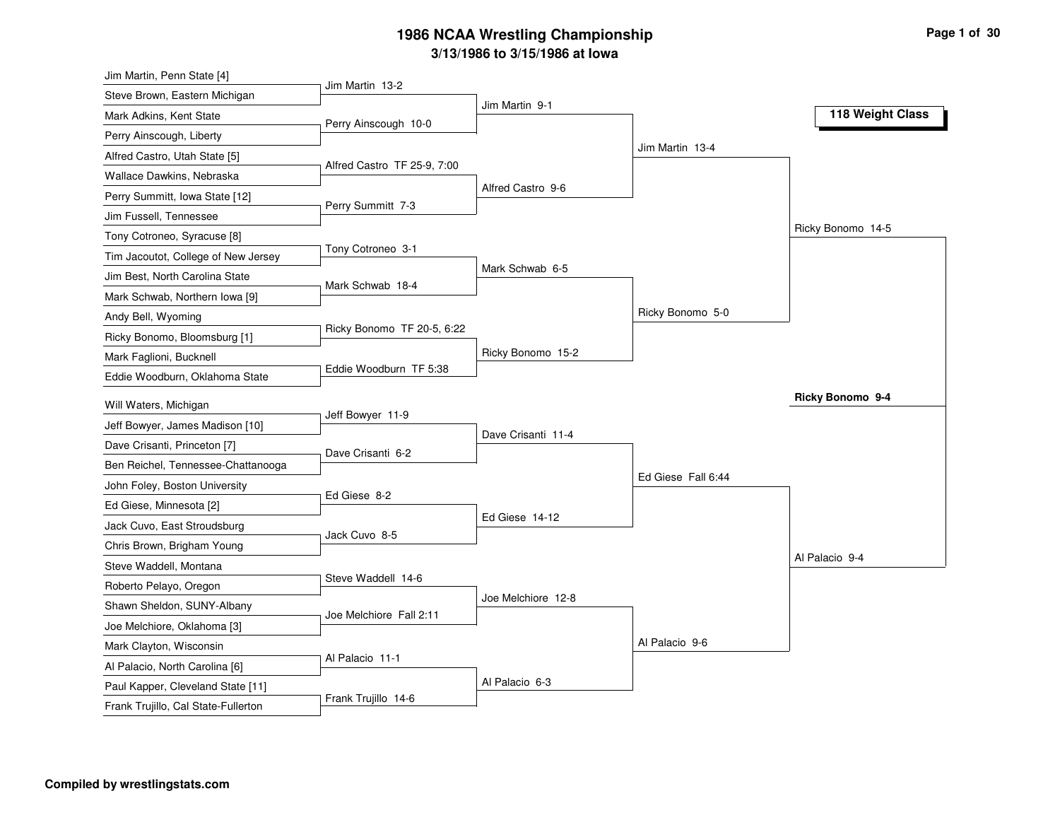# 1986 NCAA Wrestling Championship

## 3/13/1986 to 3/15/1986 at Iowa

### 118 Weight Class

**First Round**

| Wrestlers | Result |
|---|---|
| Jim Martin, Penn State [4] vs. Steve Brown, Eastern Michigan | Jim Martin 13-2 |
| Mark Adkins, Kent State vs. Perry Ainscough, Liberty | Perry Ainscough 10-0 |
| Alfred Castro, Utah State [5] vs. Wallace Dawkins, Nebraska | Alfred Castro TF 25-9, 7:00 |
| Perry Summitt, Iowa State [12] vs. Jim Fussell, Tennessee | Perry Summitt 7-3 |
| Tony Cotroneo, Syracuse [8] vs. Tim Jacoutot, College of New Jersey | Tony Cotroneo 3-1 |
| Jim Best, North Carolina State vs. Mark Schwab, Northern Iowa [9] | Mark Schwab 18-4 |
| Andy Bell, Wyoming vs. Ricky Bonomo, Bloomsburg [1] | Ricky Bonomo TF 20-5, 6:22 |
| Mark Faglioni, Bucknell vs. Eddie Woodburn, Oklahoma State | Eddie Woodburn TF 5:38 |
| Will Waters, Michigan vs. Jeff Bowyer, James Madison [10] | Jeff Bowyer 11-9 |
| Dave Crisanti, Princeton [7] vs. Ben Reichel, Tennessee-Chattanooga | Dave Crisanti 6-2 |
| John Foley, Boston University vs. Ed Giese, Minnesota [2] | Ed Giese 8-2 |
| Jack Cuvo, East Stroudsburg vs. Chris Brown, Brigham Young | Jack Cuvo 8-5 |
| Steve Waddell, Montana vs. Roberto Pelayo, Oregon | Steve Waddell 14-6 |
| Shawn Sheldon, SUNY-Albany vs. Joe Melchiore, Oklahoma [3] | Joe Melchiore Fall 2:11 |
| Mark Clayton, Wisconsin vs. Al Palacio, North Carolina [6] | Al Palacio 11-1 |
| Paul Kapper, Cleveland State [11] vs. Frank Trujillo, Cal State-Fullerton | Frank Trujillo 14-6 |

**Second Round**

- Jim Martin 9-1
- Alfred Castro 9-6
- Mark Schwab 6-5
- Ricky Bonomo 15-2
- Dave Crisanti 11-4
- Ed Giese 14-12
- Joe Melchiore 12-8
- Al Palacio 6-3

**Quarterfinals**

- Jim Martin 13-4
- Ricky Bonomo 5-0
- Ed Giese Fall 6:44
- Al Palacio 9-6

**Semifinals**

- Ricky Bonomo 14-5
- Al Palacio 9-4

**Final**

- **Ricky Bonomo 9-4**

**Compiled by wrestlingstats.com**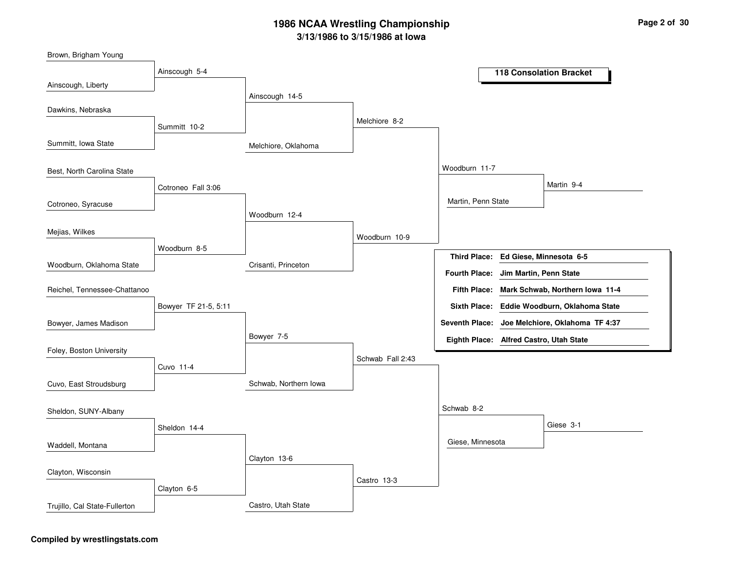# 1986 NCAA Wrestling Championship

## 3/13/1986 to 3/15/1986 at Iowa

### 118 Consolation Bracket

**First Round**

- Brown, Brigham Young vs. Ainscough, Liberty — Ainscough 5-4
- Dawkins, Nebraska vs. Summitt, Iowa State — Summitt 10-2
- Best, North Carolina State vs. Cotroneo, Syracuse — Cotroneo Fall 3:06
- Mejias, Wilkes vs. Woodburn, Oklahoma State — Woodburn 8-5
- Reichel, Tennessee-Chattanooo vs. Bowyer, James Madison — Bowyer TF 21-5, 5:11
- Foley, Boston University vs. Cuvo, East Stroudsburg — Cuvo 11-4
- Sheldon, SUNY-Albany vs. Waddell, Montana — Sheldon 14-4
- Clayton, Wisconsin vs. Trujillo, Cal State-Fullerton — Clayton 6-5

**Second Round**

- Ainscough vs. Summitt — Ainscough 14-5
- Cotroneo vs. Woodburn — Woodburn 12-4
- Bowyer vs. Cuvo — Bowyer 7-5
- Sheldon vs. Clayton — Clayton 13-6

**Third Round**

- Ainscough vs. Melchiore, Oklahoma — Melchiore 8-2
- Woodburn vs. Crisanti, Princeton — Woodburn 10-9
- Bowyer vs. Schwab, Northern Iowa — Schwab Fall 2:43
- Clayton vs. Castro, Utah State — Castro 13-3

**Fourth Round**

- Melchiore vs. Woodburn — Woodburn 11-7
- Schwab vs. Castro — Schwab 8-2

**Consolation Semifinals**

- Woodburn vs. Martin, Penn State — Martin 9-4
- Schwab vs. Giese, Minnesota — Giese 3-1

| Place | Result |
| --- | --- |
| **Third Place:** | **Ed Giese, Minnesota 6-5** |
| **Fourth Place:** | **Jim Martin, Penn State** |
| **Fifth Place:** | **Mark Schwab, Northern Iowa 11-4** |
| **Sixth Place:** | **Eddie Woodburn, Oklahoma State** |
| **Seventh Place:** | **Joe Melchiore, Oklahoma TF 4:37** |
| **Eighth Place:** | **Alfred Castro, Utah State** |

**Compiled by wrestlingstats.com**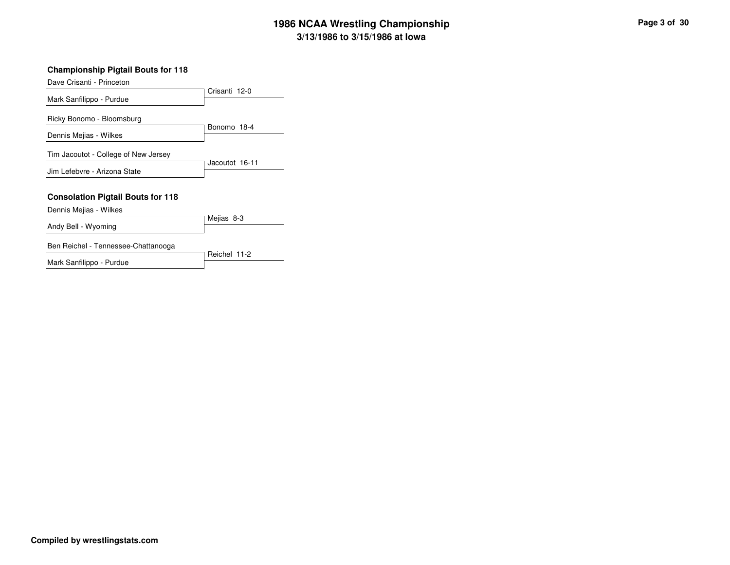### Championship Pigtail Bouts for 118

| Wrestler | Result |
|---|---|
| Dave Crisanti - Princeton | Crisanti 12-0 |
| Mark Sanfilippo - Purdue | |
| Ricky Bonomo - Bloomsburg | Bonomo 18-4 |
| Dennis Mejias - Wilkes | |
| Tim Jacoutot - College of New Jersey | Jacoutot 16-11 |
| Jim Lefebvre - Arizona State | |

### Consolation Pigtail Bouts for 118

| Wrestler | Result |
|---|---|
| Dennis Mejias - Wilkes | Mejias 8-3 |
| Andy Bell - Wyoming | |
| Ben Reichel - Tennessee-Chattanooga | Reichel 11-2 |
| Mark Sanfilippo - Purdue | |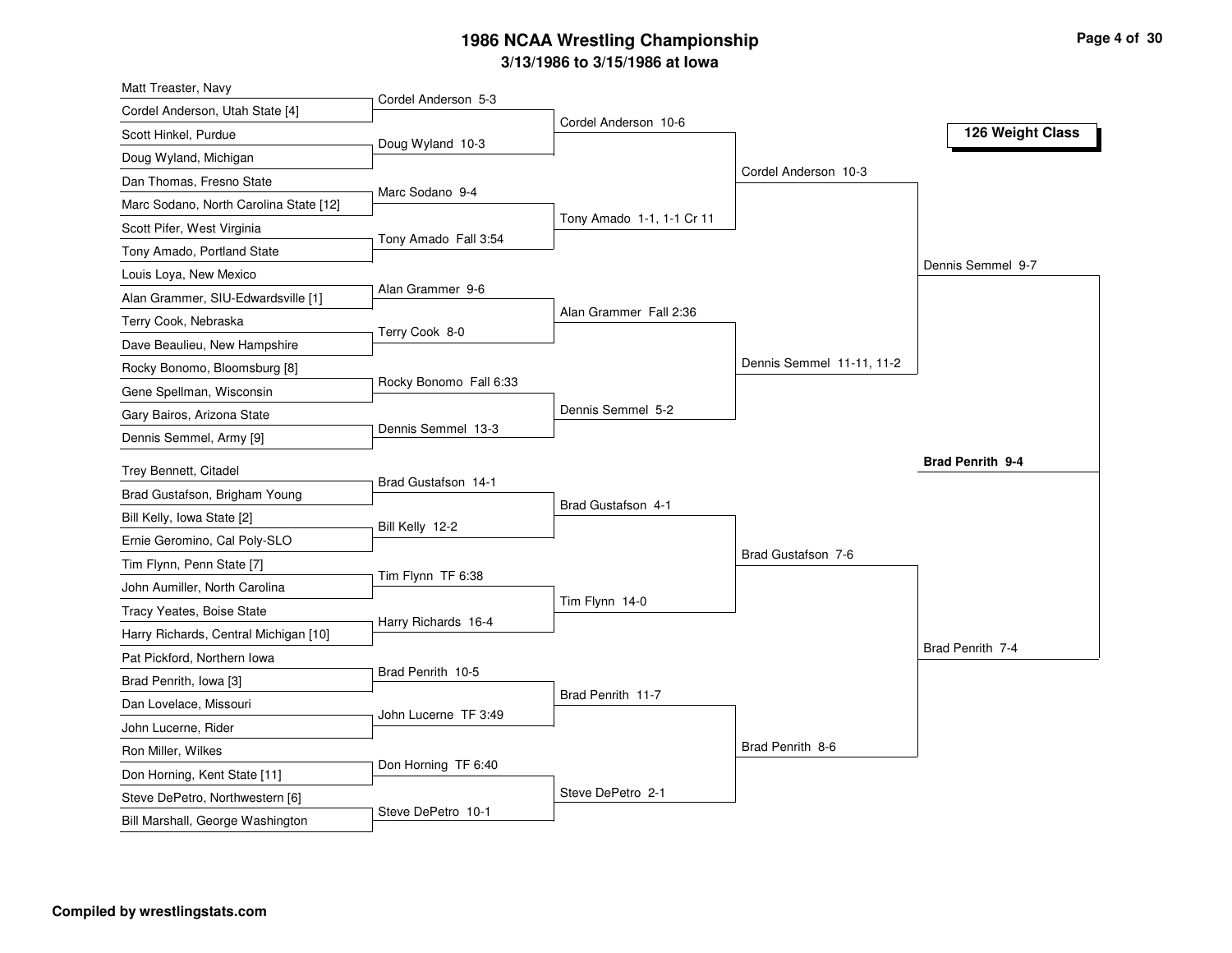# 1986 NCAA Wrestling Championship

## 3/13/1986 to 3/15/1986 at Iowa

### 126 Weight Class

**First Round**

- Matt Treaster, Navy vs Cordel Anderson, Utah State [4] — Cordel Anderson 5-3
- Scott Hinkel, Purdue vs Doug Wyland, Michigan — Doug Wyland 10-3
- Dan Thomas, Fresno State vs Marc Sodano, North Carolina State [12] — Marc Sodano 9-4
- Scott Pifer, West Virginia vs Tony Amado, Portland State — Tony Amado Fall 3:54
- Louis Loya, New Mexico vs Alan Grammer, SIU-Edwardsville [1] — Alan Grammer 9-6
- Terry Cook, Nebraska vs Dave Beaulieu, New Hampshire — Terry Cook 8-0
- Rocky Bonomo, Bloomsburg [8] vs Gene Spellman, Wisconsin — Rocky Bonomo Fall 6:33
- Gary Bairos, Arizona State vs Dennis Semmel, Army [9] — Dennis Semmel 13-3
- Trey Bennett, Citadel vs Brad Gustafson, Brigham Young — Brad Gustafson 14-1
- Bill Kelly, Iowa State [2] vs Ernie Geromino, Cal Poly-SLO — Bill Kelly 12-2
- Tim Flynn, Penn State [7] vs John Aumiller, North Carolina — Tim Flynn TF 6:38
- Tracy Yeates, Boise State vs Harry Richards, Central Michigan [10] — Harry Richards 16-4
- Pat Pickford, Northern Iowa vs Brad Penrith, Iowa [3] — Brad Penrith 10-5
- Dan Lovelace, Missouri vs John Lucerne, Rider — John Lucerne TF 3:49
- Ron Miller, Wilkes vs Don Horning, Kent State [11] — Don Horning TF 6:40
- Steve DePetro, Northwestern [6] vs Bill Marshall, George Washington — Steve DePetro 10-1

**Second Round**

- Cordel Anderson 10-6
- Tony Amado 1-1, 1-1 Cr 11
- Alan Grammer Fall 2:36
- Dennis Semmel 5-2
- Brad Gustafson 4-1
- Tim Flynn 14-0
- Brad Penrith 11-7
- Steve DePetro 2-1

**Quarterfinals**

- Cordel Anderson 10-3
- Dennis Semmel 11-11, 11-2
- Brad Gustafson 7-6
- Brad Penrith 8-6

**Semifinals**

- Dennis Semmel 9-7
- Brad Penrith 7-4

**Final**

- **Brad Penrith 9-4**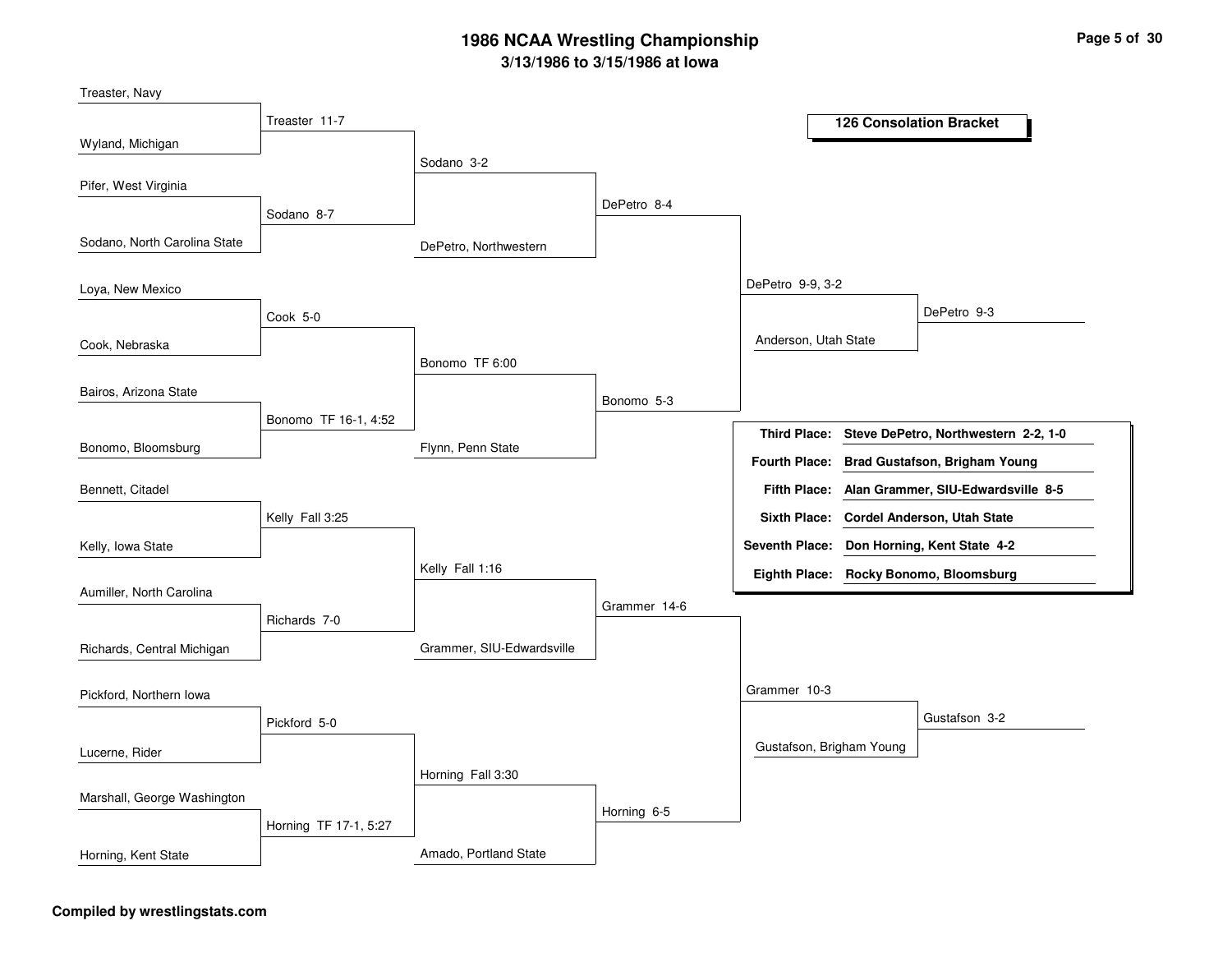# 1986 NCAA Wrestling Championship

**3/13/1986 to 3/15/1986 at Iowa**

## 126 Consolation Bracket

### Round 1

- Treaster, Navy vs. Wyland, Michigan — Treaster 11-7
- Pifer, West Virginia vs. Sodano, North Carolina State — Sodano 8-7
- Loya, New Mexico vs. Cook, Nebraska — Cook 5-0
- Bairos, Arizona State vs. Bonomo, Bloomsburg — Bonomo TF 16-1, 4:52
- Bennett, Citadel vs. Kelly, Iowa State — Kelly Fall 3:25
- Aumiller, North Carolina vs. Richards, Central Michigan — Richards 7-0
- Pickford, Northern Iowa vs. Lucerne, Rider — Pickford 5-0
- Marshall, George Washington vs. Horning, Kent State — Horning TF 17-1, 5:27

### Round 2

- Treaster vs. Sodano — Sodano 3-2
- Cook vs. Bonomo — Bonomo TF 6:00
- Kelly vs. Richards — Kelly Fall 1:16
- Pickford vs. Horning — Horning Fall 3:30

### Round 3

- Sodano vs. DePetro, Northwestern — DePetro 8-4
- Bonomo vs. Flynn, Penn State — Bonomo 5-3
- Kelly vs. Grammer, SIU-Edwardsville — Grammer 14-6
- Horning vs. Amado, Portland State — Horning 6-5

### Round 4

- DePetro vs. Bonomo — DePetro 9-9, 3-2
- Grammer vs. Horning — Grammer 10-3

### Consolation Semifinals

- DePetro vs. Anderson, Utah State — DePetro 9-3
- Grammer vs. Gustafson, Brigham Young — Gustafson 3-2

### Final Placings

| Place | Wrestler |
|---|---|
| **Third Place:** | **Steve DePetro, Northwestern 2-2, 1-0** |
| **Fourth Place:** | **Brad Gustafson, Brigham Young** |
| **Fifth Place:** | **Alan Grammer, SIU-Edwardsville 8-5** |
| **Sixth Place:** | **Cordel Anderson, Utah State** |
| **Seventh Place:** | **Don Horning, Kent State 4-2** |
| **Eighth Place:** | **Rocky Bonomo, Bloomsburg** |

**Compiled by wrestlingstats.com**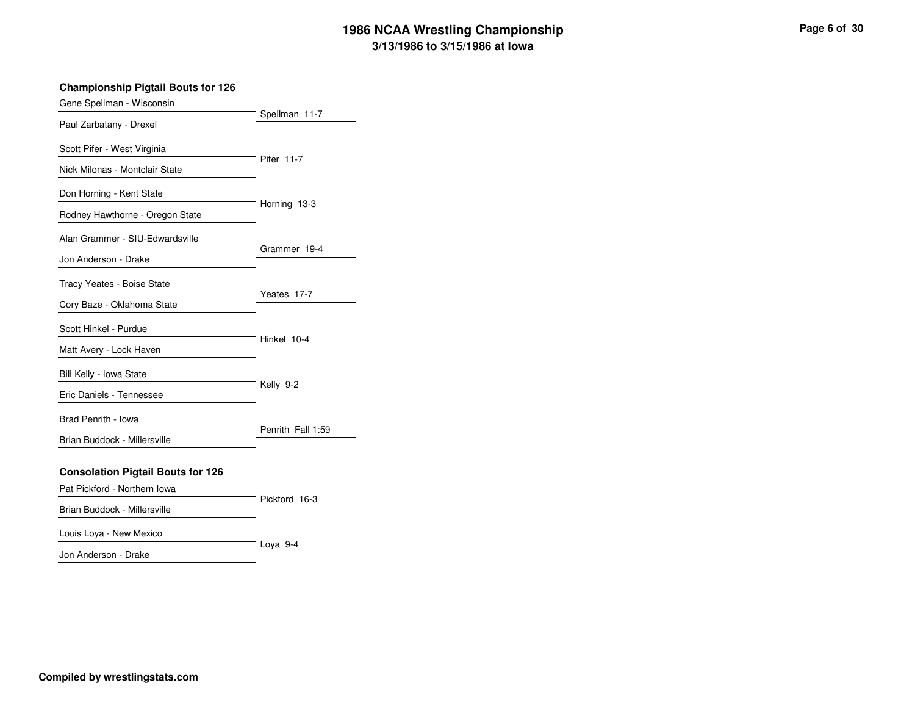# 1986 NCAA Wrestling Championship

## 3/13/1986 to 3/15/1986 at Iowa

### Championship Pigtail Bouts for 126

| Wrestler 1 | Wrestler 2 | Result |
|---|---|---|
| Gene Spellman - Wisconsin | Paul Zarbatany - Drexel | Spellman 11-7 |
| Scott Pifer - West Virginia | Nick Milonas - Montclair State | Pifer 11-7 |
| Don Horning - Kent State | Rodney Hawthorne - Oregon State | Horning 13-3 |
| Alan Grammer - SIU-Edwardsville | Jon Anderson - Drake | Grammer 19-4 |
| Tracy Yeates - Boise State | Cory Baze - Oklahoma State | Yeates 17-7 |
| Scott Hinkel - Purdue | Matt Avery - Lock Haven | Hinkel 10-4 |
| Bill Kelly - Iowa State | Eric Daniels - Tennessee | Kelly 9-2 |
| Brad Penrith - Iowa | Brian Buddock - Millersville | Penrith Fall 1:59 |

### Consolation Pigtail Bouts for 126

| Wrestler 1 | Wrestler 2 | Result |
|---|---|---|
| Pat Pickford - Northern Iowa | Brian Buddock - Millersville | Pickford 16-3 |
| Louis Loya - New Mexico | Jon Anderson - Drake | Loya 9-4 |

**Compiled by wrestlingstats.com**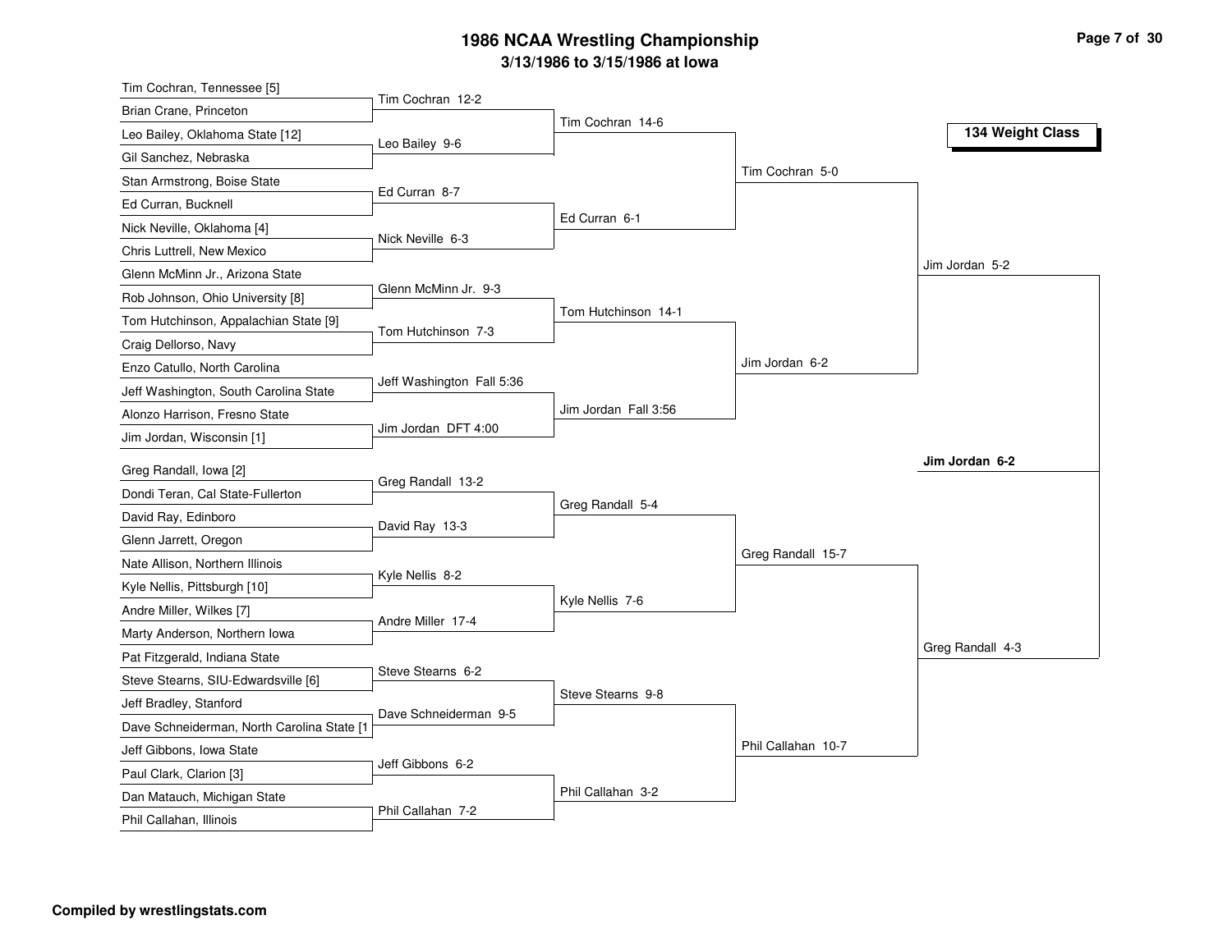# 1986 NCAA Wrestling Championship

## 3/13/1986 to 3/15/1986 at Iowa

### 134 Weight Class

**First Round**

- Tim Cochran, Tennessee [5] vs Brian Crane, Princeton — Tim Cochran 12-2
- Leo Bailey, Oklahoma State [12] vs Gil Sanchez, Nebraska — Leo Bailey 9-6
- Stan Armstrong, Boise State vs Ed Curran, Bucknell — Ed Curran 8-7
- Nick Neville, Oklahoma [4] vs Chris Luttrell, New Mexico — Nick Neville 6-3
- Glenn McMinn Jr., Arizona State vs Rob Johnson, Ohio University [8] — Glenn McMinn Jr. 9-3
- Tom Hutchinson, Appalachian State [9] vs Craig Dellorso, Navy — Tom Hutchinson 7-3
- Enzo Catullo, North Carolina vs Jeff Washington, South Carolina State — Jeff Washington Fall 5:36
- Alonzo Harrison, Fresno State vs Jim Jordan, Wisconsin [1] — Jim Jordan DFT 4:00
- Greg Randall, Iowa [2] vs Dondi Teran, Cal State-Fullerton — Greg Randall 13-2
- David Ray, Edinboro vs Glenn Jarrett, Oregon — David Ray 13-3
- Nate Allison, Northern Illinois vs Kyle Nellis, Pittsburgh [10] — Kyle Nellis 8-2
- Andre Miller, Wilkes [7] vs Marty Anderson, Northern Iowa — Andre Miller 17-4
- Pat Fitzgerald, Indiana State vs Steve Stearns, SIU-Edwardsville [6] — Steve Stearns 6-2
- Jeff Bradley, Stanford vs Dave Schneiderman, North Carolina State [1 — Dave Schneiderman 9-5
- Jeff Gibbons, Iowa State vs Paul Clark, Clarion [3] — Jeff Gibbons 6-2
- Dan Matauch, Michigan State vs Phil Callahan, Illinois — Phil Callahan 7-2

**Second Round**

- Tim Cochran 14-6
- Ed Curran 6-1
- Tom Hutchinson 14-1
- Jim Jordan Fall 3:56
- Greg Randall 5-4
- Kyle Nellis 7-6
- Steve Stearns 9-8
- Phil Callahan 3-2

**Quarterfinals**

- Tim Cochran 5-0
- Jim Jordan 6-2
- Greg Randall 15-7
- Phil Callahan 10-7

**Semifinals**

- Jim Jordan 5-2
- Greg Randall 4-3

**Final**

- **Jim Jordan 6-2**

**Compiled by wrestlingstats.com**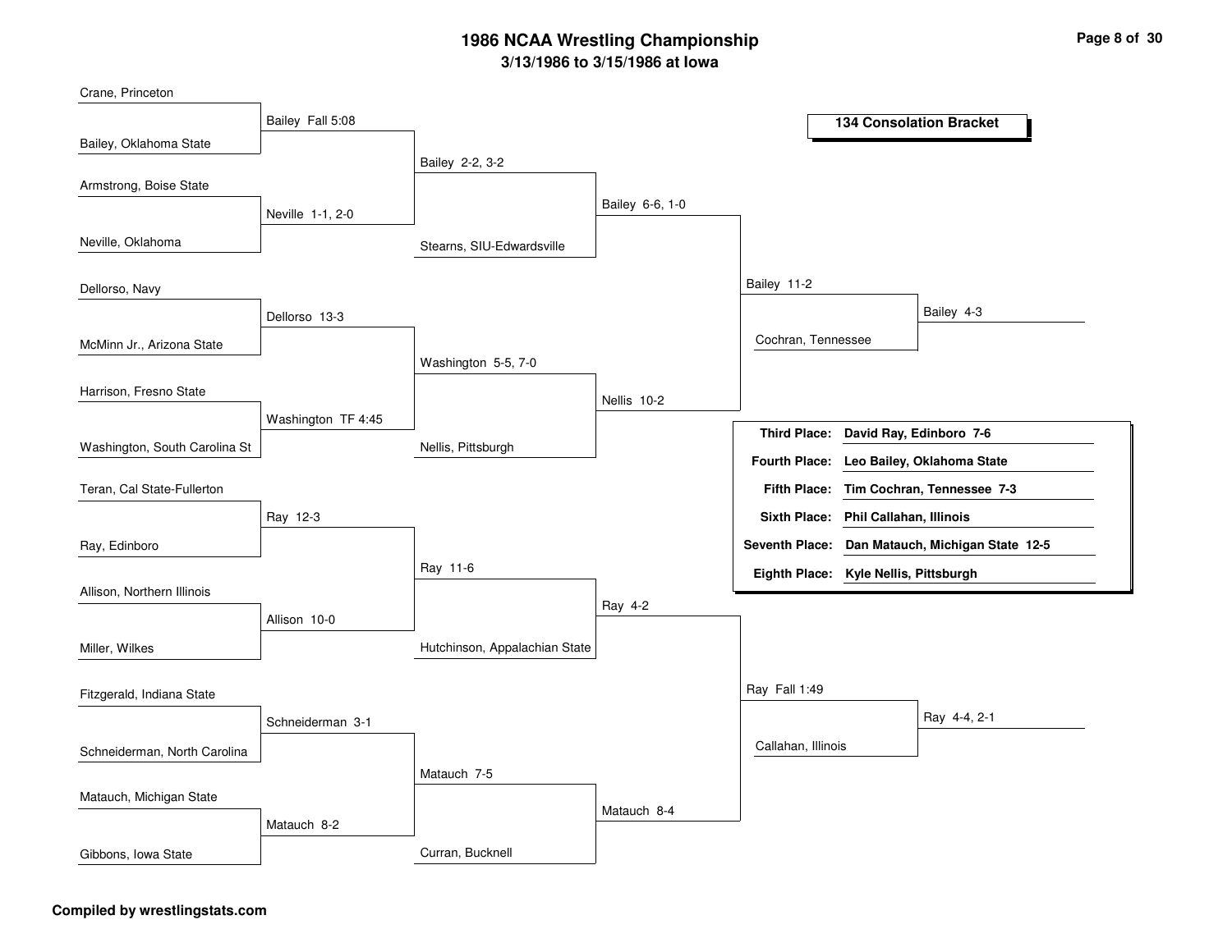# 1986 NCAA Wrestling Championship

## 3/13/1986 to 3/15/1986 at Iowa

### 134 Consolation Bracket

**Round 1**

- Crane, Princeton vs. Bailey, Oklahoma State — Bailey Fall 5:08
- Armstrong, Boise State vs. Neville, Oklahoma — Neville 1-1, 2-0
- Dellorso, Navy vs. McMinn Jr., Arizona State — Dellorso 13-3
- Harrison, Fresno State vs. Washington, South Carolina St — Washington TF 4:45
- Teran, Cal State-Fullerton vs. Ray, Edinboro — Ray 12-3
- Allison, Northern Illinois vs. Miller, Wilkes — Allison 10-0
- Fitzgerald, Indiana State vs. Schneiderman, North Carolina — Schneiderman 3-1
- Matauch, Michigan State vs. Gibbons, Iowa State — Matauch 8-2

**Round 2**

- Bailey vs. Neville — Bailey 2-2, 3-2
- Dellorso vs. Washington — Washington 5-5, 7-0
- Ray vs. Allison — Ray 11-6
- Schneiderman vs. Matauch — Matauch 7-5

**Round 3**

- Bailey vs. Stearns, SIU-Edwardsville — Bailey 6-6, 1-0
- Washington vs. Nellis, Pittsburgh — Nellis 10-2
- Ray vs. Hutchinson, Appalachian State — Ray 4-2
- Matauch vs. Curran, Bucknell — Matauch 8-4

**Round 4**

- Bailey vs. Nellis — Bailey 11-2
- Ray vs. Matauch — Ray Fall 1:49

**Round 5**

- Bailey vs. Cochran, Tennessee — Bailey 4-3
- Ray vs. Callahan, Illinois — Ray 4-4, 2-1

| Place | Wrestler |
|---|---|
| **Third Place:** | **David Ray, Edinboro 7-6** |
| **Fourth Place:** | **Leo Bailey, Oklahoma State** |
| **Fifth Place:** | **Tim Cochran, Tennessee 7-3** |
| **Sixth Place:** | **Phil Callahan, Illinois** |
| **Seventh Place:** | **Dan Matauch, Michigan State 12-5** |
| **Eighth Place:** | **Kyle Nellis, Pittsburgh** |

**Compiled by wrestlingstats.com**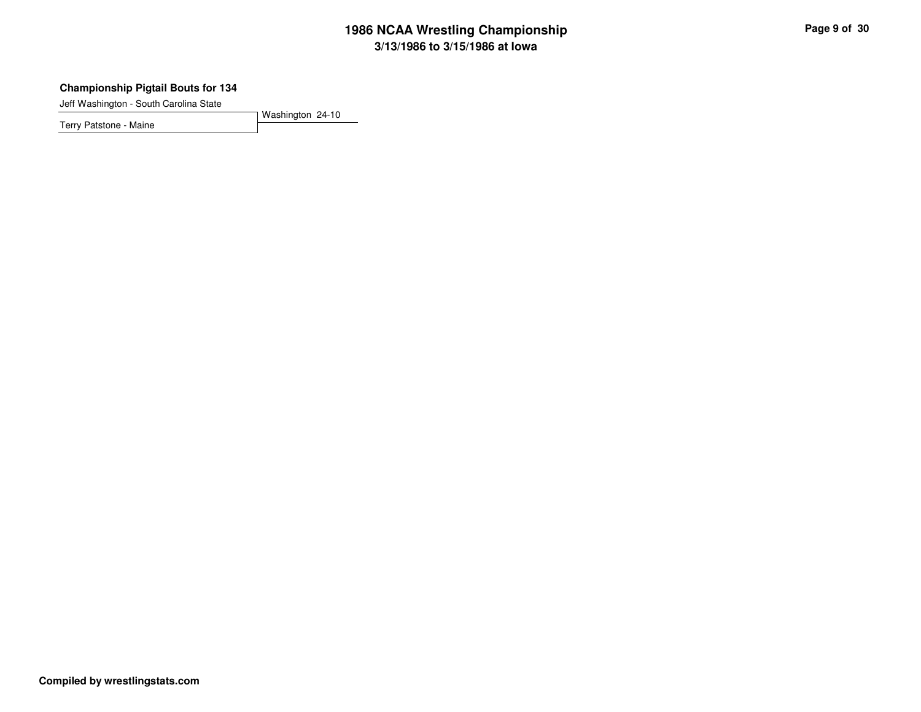### Championship Pigtail Bouts for 134

Jeff Washington - South Carolina State

Terry Patstone - Maine

Washington 24-10

**Compiled by wrestlingstats.com**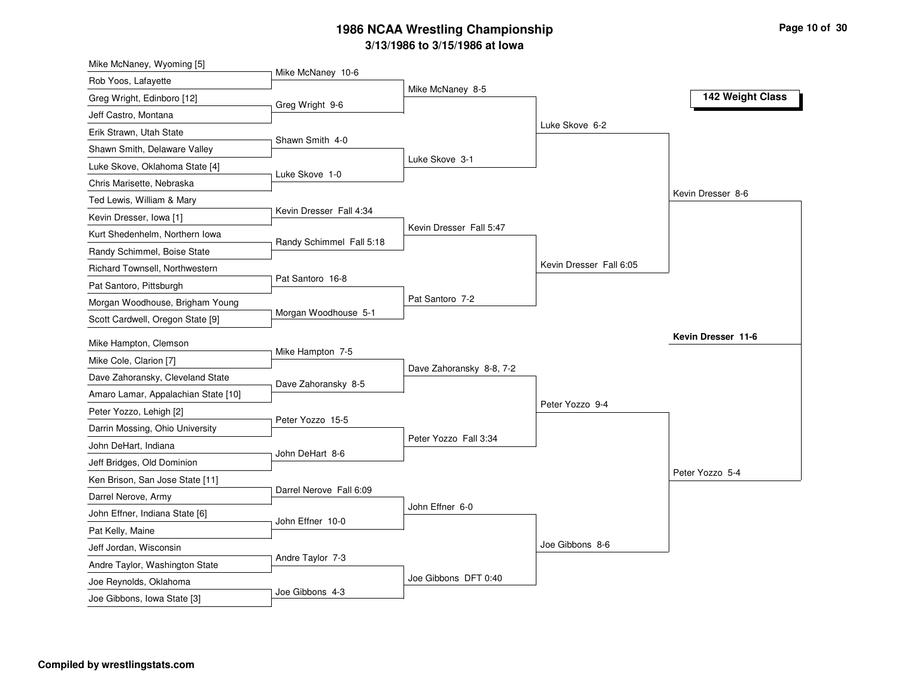# 1986 NCAA Wrestling Championship

## 3/13/1986 to 3/15/1986 at Iowa

### 142 Weight Class

**First Round**

- Mike McNaney, Wyoming [5] vs. Rob Yoos, Lafayette — Mike McNaney 10-6
- Greg Wright, Edinboro [12] vs. Jeff Castro, Montana — Greg Wright 9-6
- Erik Strawn, Utah State vs. Shawn Smith, Delaware Valley — Shawn Smith 4-0
- Luke Skove, Oklahoma State [4] vs. Chris Marisette, Nebraska — Luke Skove 1-0
- Ted Lewis, William & Mary vs. Kevin Dresser, Iowa [1] — Kevin Dresser Fall 4:34
- Kurt Shedenhelm, Northern Iowa vs. Randy Schimmel, Boise State — Randy Schimmel Fall 5:18
- Richard Townsell, Northwestern vs. Pat Santoro, Pittsburgh — Pat Santoro 16-8
- Morgan Woodhouse, Brigham Young vs. Scott Cardwell, Oregon State [9] — Morgan Woodhouse 5-1
- Mike Hampton, Clemson vs. Mike Cole, Clarion [7] — Mike Hampton 7-5
- Dave Zahoransky, Cleveland State vs. Amaro Lamar, Appalachian State [10] — Dave Zahoransky 8-5
- Peter Yozzo, Lehigh [2] vs. Darrin Mossing, Ohio University — Peter Yozzo 15-5
- John DeHart, Indiana vs. Jeff Bridges, Old Dominion — John DeHart 8-6
- Ken Brison, San Jose State [11] vs. Darrel Nerove, Army — Darrel Nerove Fall 6:09
- John Effner, Indiana State [6] vs. Pat Kelly, Maine — John Effner 10-0
- Jeff Jordan, Wisconsin vs. Andre Taylor, Washington State — Andre Taylor 7-3
- Joe Reynolds, Oklahoma vs. Joe Gibbons, Iowa State [3] — Joe Gibbons 4-3

**Second Round**

- Mike McNaney 8-5
- Luke Skove 3-1
- Kevin Dresser Fall 5:47
- Pat Santoro 7-2
- Dave Zahoransky 8-8, 7-2
- Peter Yozzo Fall 3:34
- John Effner 6-0
- Joe Gibbons DFT 0:40

**Quarterfinals**

- Luke Skove 6-2
- Kevin Dresser Fall 6:05
- Peter Yozzo 9-4
- Joe Gibbons 8-6

**Semifinals**

- Kevin Dresser 8-6
- Peter Yozzo 5-4

**Final**

- **Kevin Dresser 11-6**

Compiled by wrestlingstats.com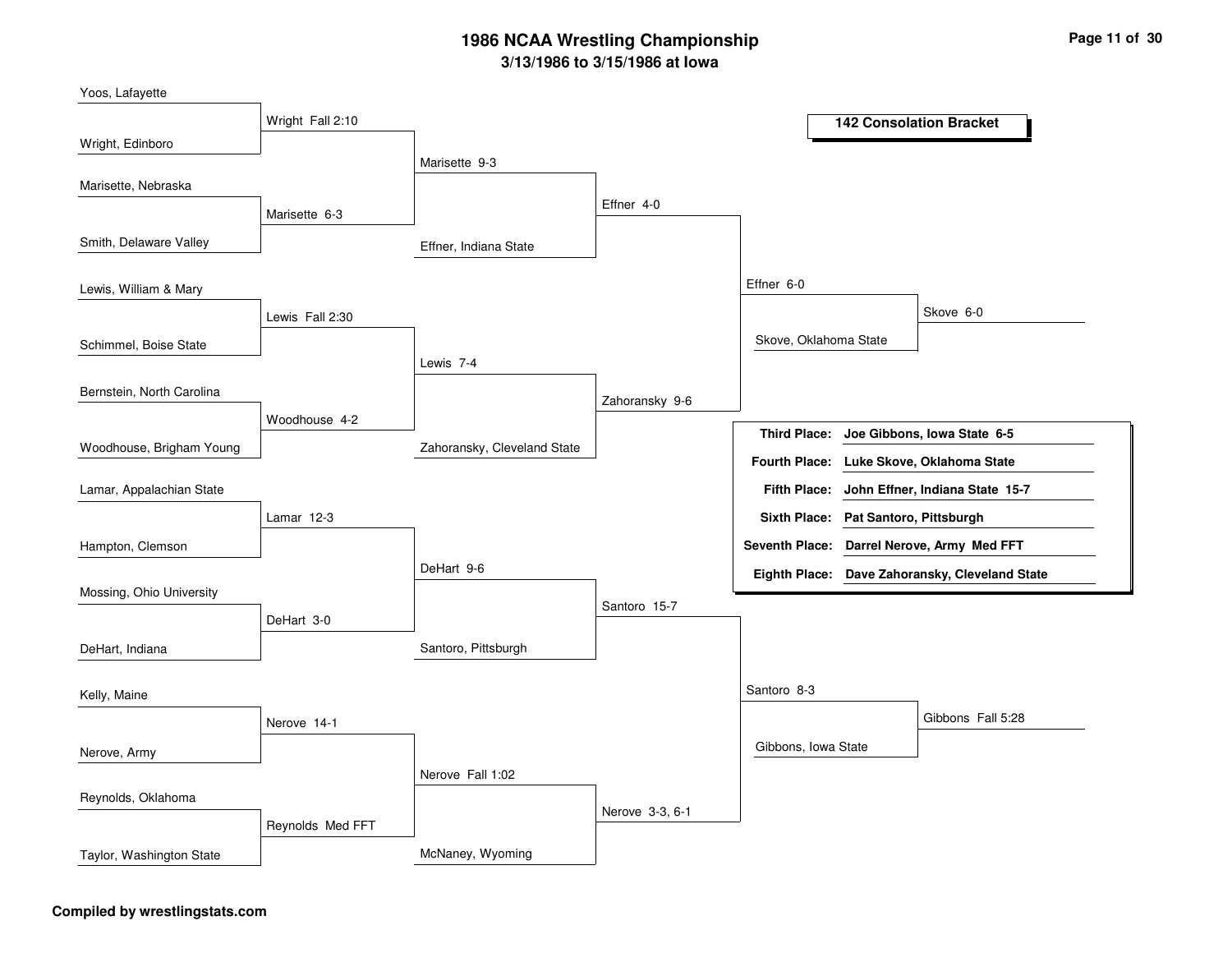# 1986 NCAA Wrestling Championship

## 3/13/1986 to 3/15/1986 at Iowa

### 142 Consolation Bracket

**Round 1**

| Wrestlers | Result |
| --- | --- |
| Yoos, Lafayette vs. Wright, Edinboro | Wright Fall 2:10 |
| Marisette, Nebraska vs. Smith, Delaware Valley | Marisette 6-3 |
| Lewis, William & Mary vs. Schimmel, Boise State | Lewis Fall 2:30 |
| Bernstein, North Carolina vs. Woodhouse, Brigham Young | Woodhouse 4-2 |
| Lamar, Appalachian State vs. Hampton, Clemson | Lamar 12-3 |
| Mossing, Ohio University vs. DeHart, Indiana | DeHart 3-0 |
| Kelly, Maine vs. Nerove, Army | Nerove 14-1 |
| Reynolds, Oklahoma vs. Taylor, Washington State | Reynolds Med FFT |

**Round 2**

| Wrestlers | Result |
| --- | --- |
| Wright vs. Marisette | Marisette 9-3 |
| Lewis vs. Woodhouse | Lewis 7-4 |
| Lamar vs. DeHart | DeHart 9-6 |
| Nerove vs. Reynolds | Nerove Fall 1:02 |

**Round 3**

| Wrestlers | Result |
| --- | --- |
| Marisette vs. Effner, Indiana State | Effner 4-0 |
| Lewis vs. Zahoransky, Cleveland State | Zahoransky 9-6 |
| DeHart vs. Santoro, Pittsburgh | Santoro 15-7 |
| Nerove vs. McNaney, Wyoming | Nerove 3-3, 6-1 |

**Round 4**

| Wrestlers | Result |
| --- | --- |
| Effner vs. Zahoransky | Effner 6-0 |
| Santoro vs. Nerove | Santoro 8-3 |

**Consolation Semifinals**

| Wrestlers | Result |
| --- | --- |
| Effner vs. Skove, Oklahoma State | Skove 6-0 |
| Santoro vs. Gibbons, Iowa State | Gibbons Fall 5:28 |

**Placements**

| Place | Wrestler |
| --- | --- |
| Third Place: | Joe Gibbons, Iowa State 6-5 |
| Fourth Place: | Luke Skove, Oklahoma State |
| Fifth Place: | John Effner, Indiana State 15-7 |
| Sixth Place: | Pat Santoro, Pittsburgh |
| Seventh Place: | Darrel Nerove, Army Med FFT |
| Eighth Place: | Dave Zahoransky, Cleveland State |

**Compiled by wrestlingstats.com**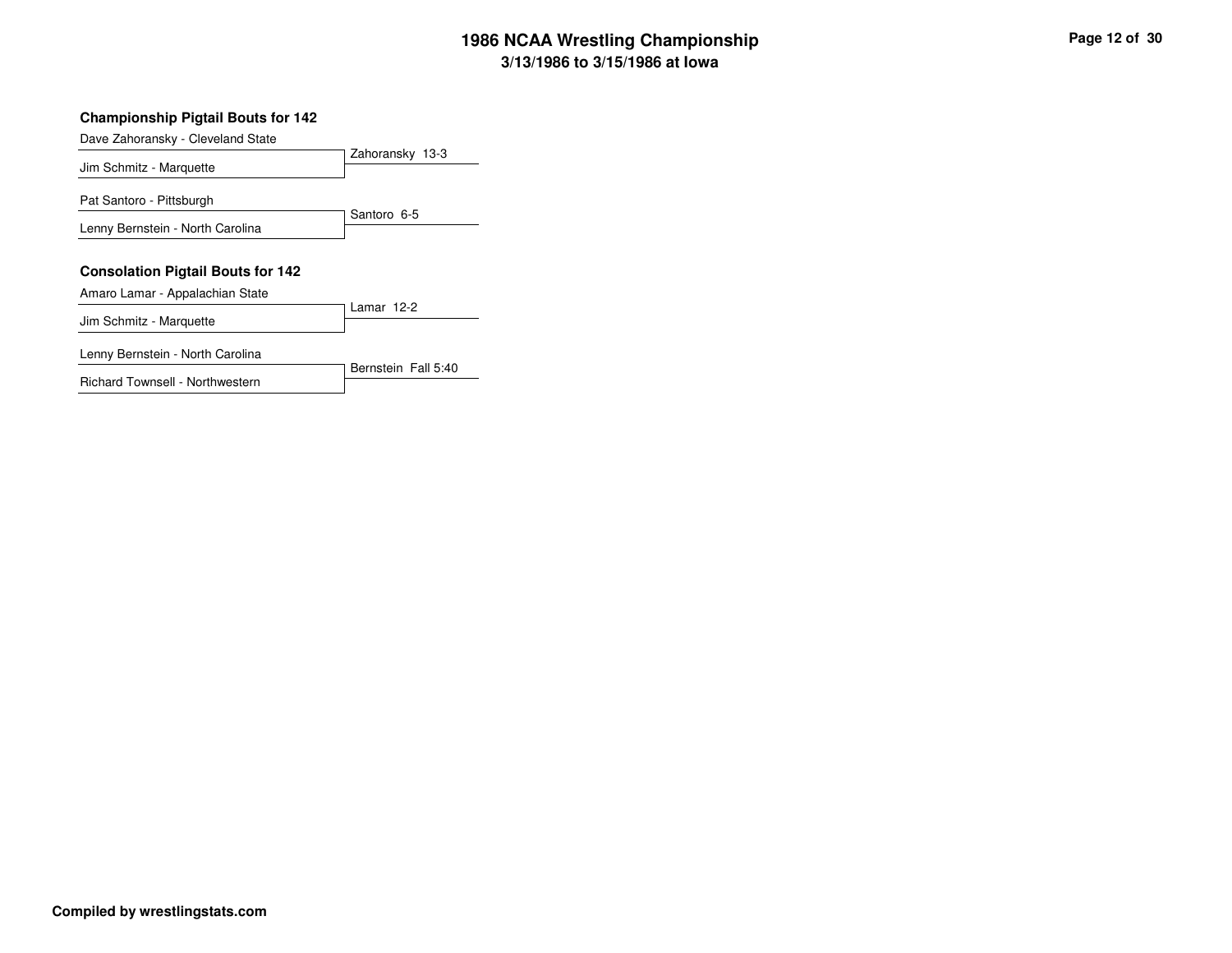## Championship Pigtail Bouts for 142

| Wrestler | Result |
| --- | --- |
| Dave Zahoransky - Cleveland State | Zahoransky 13-3 |
| Jim Schmitz - Marquette | |
| Pat Santoro - Pittsburgh | Santoro 6-5 |
| Lenny Bernstein - North Carolina | |

## Consolation Pigtail Bouts for 142

| Wrestler | Result |
| --- | --- |
| Amaro Lamar - Appalachian State | Lamar 12-2 |
| Jim Schmitz - Marquette | |
| Lenny Bernstein - North Carolina | Bernstein Fall 5:40 |
| Richard Townsell - Northwestern | |

**Compiled by wrestlingstats.com**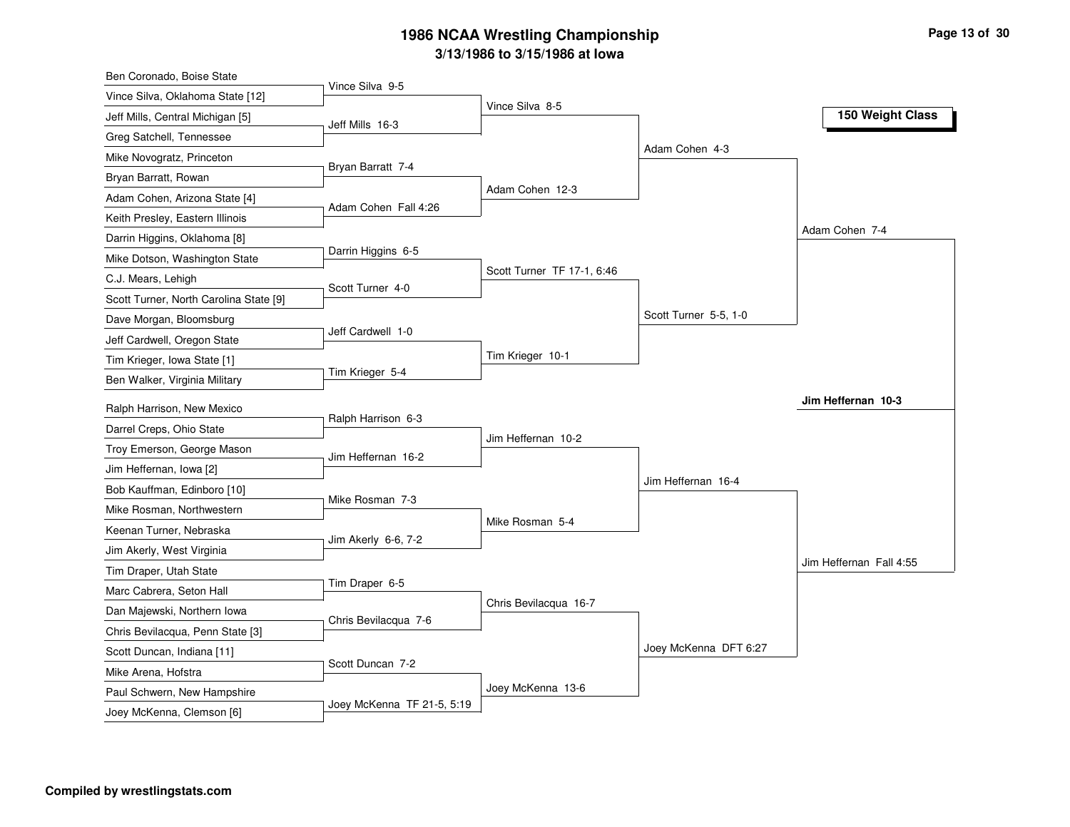# 1986 NCAA Wrestling Championship

### 3/13/1986 to 3/15/1986 at Iowa

**150 Weight Class**

| First Round | Second Round | Quarterfinals | Semifinals | Final |
|---|---|---|---|---|
| Ben Coronado, Boise State | | | | |
| Vince Silva, Oklahoma State [12] | Vince Silva 9-5 | | | |
| Jeff Mills, Central Michigan [5] | | Vince Silva 8-5 | | |
| Greg Satchell, Tennessee | Jeff Mills 16-3 | | | |
| Mike Novogratz, Princeton | | | Adam Cohen 4-3 | |
| Bryan Barratt, Rowan | Bryan Barratt 7-4 | | | |
| Adam Cohen, Arizona State [4] | | Adam Cohen 12-3 | | |
| Keith Presley, Eastern Illinois | Adam Cohen Fall 4:26 | | | |
| Darrin Higgins, Oklahoma [8] | | | | Adam Cohen 7-4 |
| Mike Dotson, Washington State | Darrin Higgins 6-5 | | | |
| C.J. Mears, Lehigh | | Scott Turner TF 17-1, 6:46 | | |
| Scott Turner, North Carolina State [9] | Scott Turner 4-0 | | | |
| Dave Morgan, Bloomsburg | | | Scott Turner 5-5, 1-0 | |
| Jeff Cardwell, Oregon State | Jeff Cardwell 1-0 | | | |
| Tim Krieger, Iowa State [1] | | Tim Krieger 10-1 | | |
| Ben Walker, Virginia Military | Tim Krieger 5-4 | | | |
| Ralph Harrison, New Mexico | | | | |
| Darrel Creps, Ohio State | Ralph Harrison 6-3 | | | |
| Troy Emerson, George Mason | | Jim Heffernan 10-2 | | |
| Jim Heffernan, Iowa [2] | Jim Heffernan 16-2 | | | |
| Bob Kauffman, Edinboro [10] | | | Jim Heffernan 16-4 | |
| Mike Rosman, Northwestern | Mike Rosman 7-3 | | | |
| Keenan Turner, Nebraska | | Mike Rosman 5-4 | | |
| Jim Akerly, West Virginia | Jim Akerly 6-6, 7-2 | | | |
| Tim Draper, Utah State | | | | Jim Heffernan Fall 4:55 |
| Marc Cabrera, Seton Hall | Tim Draper 6-5 | | | |
| Dan Majewski, Northern Iowa | | Chris Bevilacqua 16-7 | | |
| Chris Bevilacqua, Penn State [3] | Chris Bevilacqua 7-6 | | | |
| Scott Duncan, Indiana [11] | | | Joey McKenna DFT 6:27 | |
| Mike Arena, Hofstra | Scott Duncan 7-2 | | | |
| Paul Schwern, New Hampshire | | Joey McKenna 13-6 | | |
| Joey McKenna, Clemson [6] | Joey McKenna TF 21-5, 5:19 | | | |

**Champion: Jim Heffernan 10-3**

Compiled by wrestlingstats.com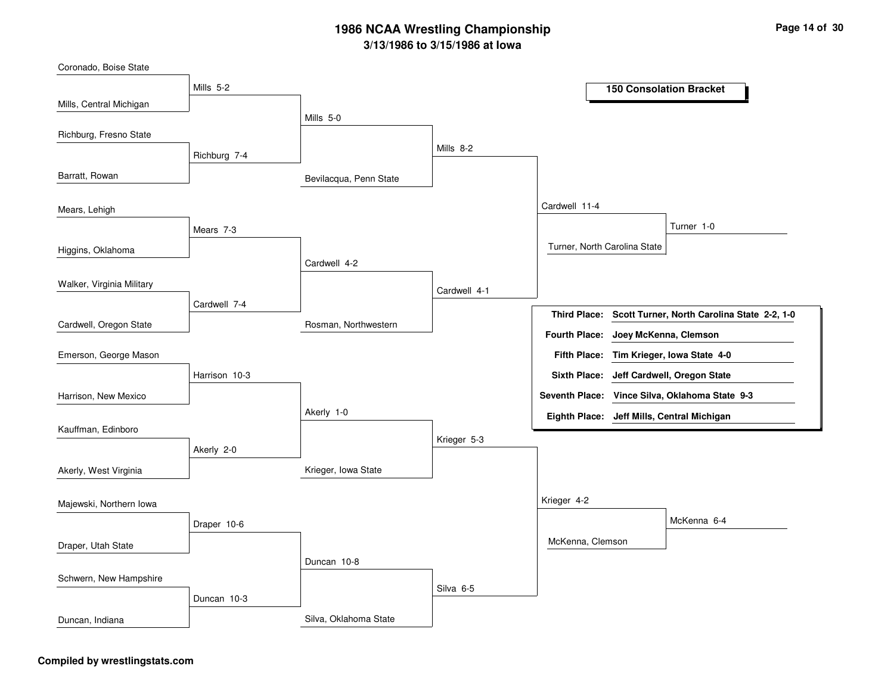# 1986 NCAA Wrestling Championship

## 3/13/1986 to 3/15/1986 at Iowa

### 150 Consolation Bracket

**First Round**

| Wrestler | Winner |
|---|---|
| Coronado, Boise State | |
| Mills, Central Michigan | Mills 5-2 |
| Richburg, Fresno State | |
| Barratt, Rowan | Richburg 7-4 |
| Mears, Lehigh | |
| Higgins, Oklahoma | Mears 7-3 |
| Walker, Virginia Military | |
| Cardwell, Oregon State | Cardwell 7-4 |
| Emerson, George Mason | |
| Harrison, New Mexico | Harrison 10-3 |
| Kauffman, Edinboro | |
| Akerly, West Virginia | Akerly 2-0 |
| Majewski, Northern Iowa | |
| Draper, Utah State | Draper 10-6 |
| Schwern, New Hampshire | |
| Duncan, Indiana | Duncan 10-3 |

**Second Round**

- Mills 5-0
- Cardwell 4-2
- Akerly 1-0
- Duncan 10-8

**Third Round**

- Bevilacqua, Penn State vs. Mills — Mills 8-2
- Rosman, Northwestern vs. Cardwell — Cardwell 4-1
- Krieger, Iowa State vs. Akerly — Krieger 5-3
- Silva, Oklahoma State vs. Duncan — Silva 6-5

**Fourth Round**

- Cardwell 11-4
- Krieger 4-2

**Third/Fifth Place Round**

- Turner, North Carolina State vs. Cardwell — Turner 1-0
- McKenna, Clemson vs. Krieger — McKenna 6-4

| Place | Wrestler |
|---|---|
| **Third Place:** | **Scott Turner, North Carolina State 2-2, 1-0** |
| **Fourth Place:** | **Joey McKenna, Clemson** |
| **Fifth Place:** | **Tim Krieger, Iowa State 4-0** |
| **Sixth Place:** | **Jeff Cardwell, Oregon State** |
| **Seventh Place:** | **Vince Silva, Oklahoma State 9-3** |
| **Eighth Place:** | **Jeff Mills, Central Michigan** |

**Compiled by wrestlingstats.com**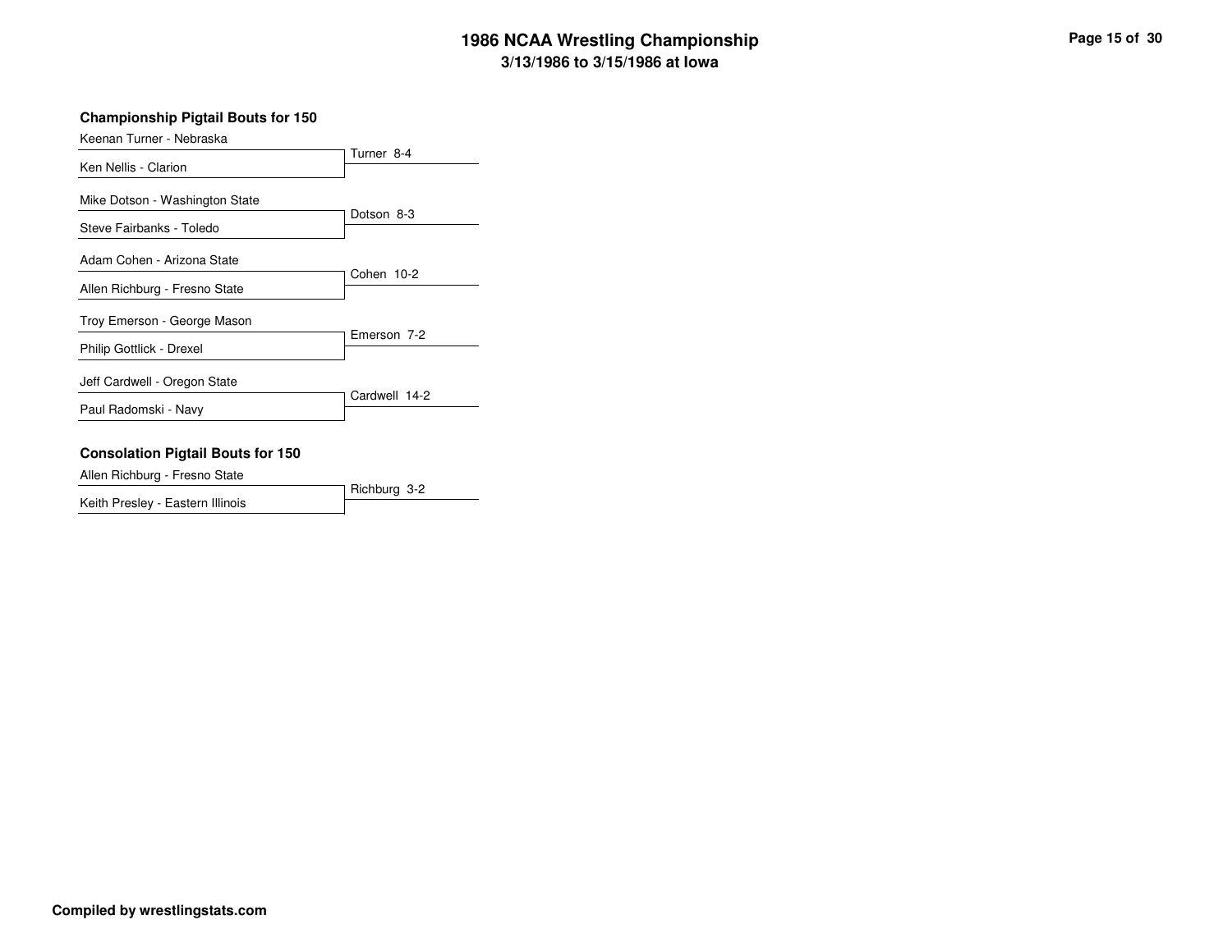### Championship Pigtail Bouts for 150

| Wrestler 1 | Wrestler 2 | Result |
|---|---|---|
| Keenan Turner - Nebraska | Ken Nellis - Clarion | Turner 8-4 |
| Mike Dotson - Washington State | Steve Fairbanks - Toledo | Dotson 8-3 |
| Adam Cohen - Arizona State | Allen Richburg - Fresno State | Cohen 10-2 |
| Troy Emerson - George Mason | Philip Gottlick - Drexel | Emerson 7-2 |
| Jeff Cardwell - Oregon State | Paul Radomski - Navy | Cardwell 14-2 |

### Consolation Pigtail Bouts for 150

| Wrestler 1 | Wrestler 2 | Result |
|---|---|---|
| Allen Richburg - Fresno State | Keith Presley - Eastern Illinois | Richburg 3-2 |

**Compiled by wrestlingstats.com**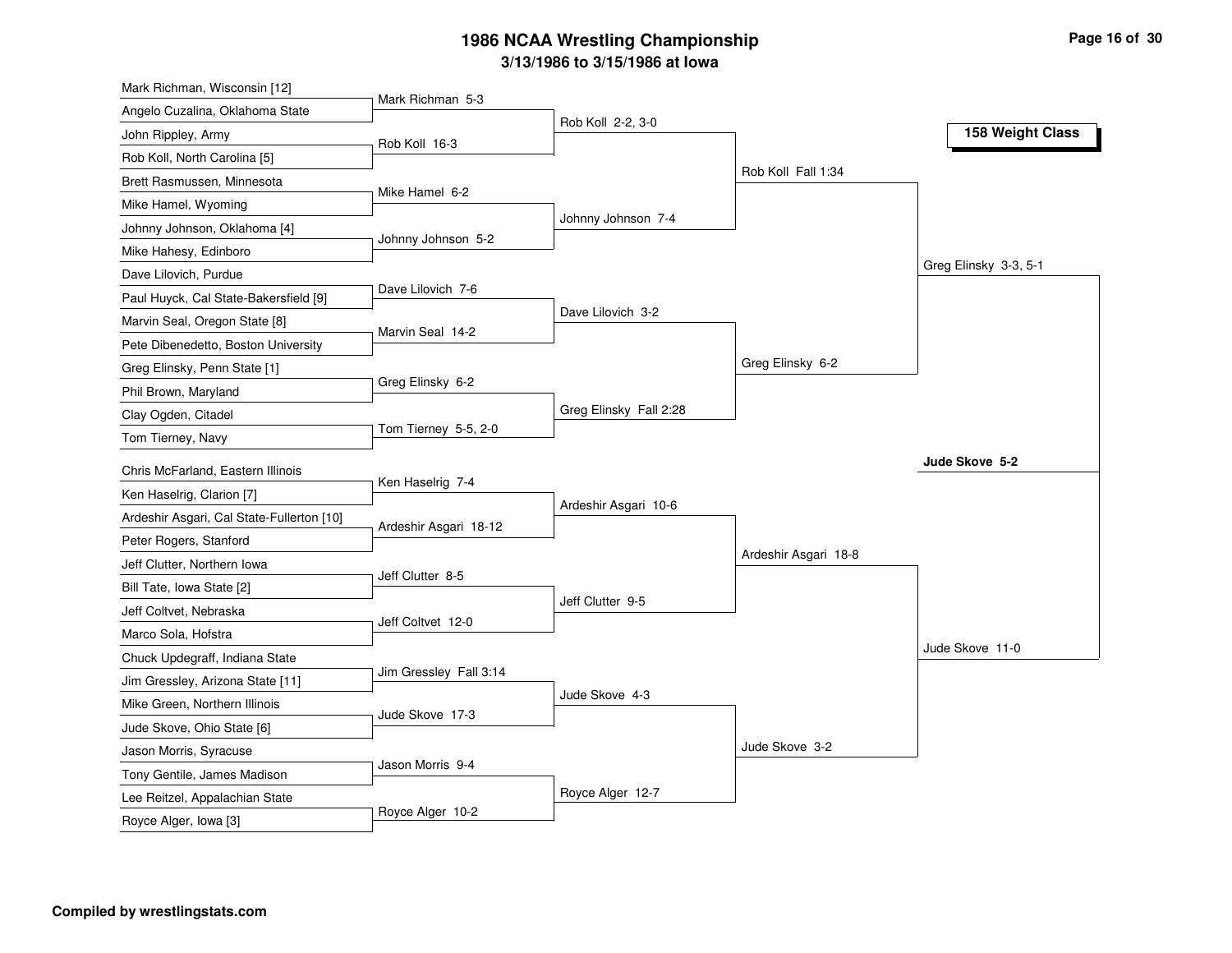# 1986 NCAA Wrestling Championship

## 3/13/1986 to 3/15/1986 at Iowa

### 158 Weight Class

**First Round**

- Mark Richman, Wisconsin [12] vs. Angelo Cuzalina, Oklahoma State — Mark Richman 5-3
- John Rippley, Army vs. Rob Koll, North Carolina [5] — Rob Koll 16-3
- Brett Rasmussen, Minnesota vs. Mike Hamel, Wyoming — Mike Hamel 6-2
- Johnny Johnson, Oklahoma [4] vs. Mike Hahesy, Edinboro — Johnny Johnson 5-2
- Dave Lilovich, Purdue vs. Paul Huyck, Cal State-Bakersfield [9] — Dave Lilovich 7-6
- Marvin Seal, Oregon State [8] vs. Pete Dibenedetto, Boston University — Marvin Seal 14-2
- Greg Elinsky, Penn State [1] vs. Phil Brown, Maryland — Greg Elinsky 6-2
- Clay Ogden, Citadel vs. Tom Tierney, Navy — Tom Tierney 5-5, 2-0
- Chris McFarland, Eastern Illinois vs. Ken Haselrig, Clarion [7] — Ken Haselrig 7-4
- Ardeshir Asgari, Cal State-Fullerton [10] vs. Peter Rogers, Stanford — Ardeshir Asgari 18-12
- Jeff Clutter, Northern Iowa vs. Bill Tate, Iowa State [2] — Jeff Clutter 8-5
- Jeff Coltvet, Nebraska vs. Marco Sola, Hofstra — Jeff Coltvet 12-0
- Chuck Updegraff, Indiana State vs. Jim Gressley, Arizona State [11] — Jim Gressley Fall 3:14
- Mike Green, Northern Illinois vs. Jude Skove, Ohio State [6] — Jude Skove 17-3
- Jason Morris, Syracuse vs. Tony Gentile, James Madison — Jason Morris 9-4
- Lee Reitzel, Appalachian State vs. Royce Alger, Iowa [3] — Royce Alger 10-2

**Second Round**

- Rob Koll 2-2, 3-0
- Johnny Johnson 7-4
- Dave Lilovich 3-2
- Greg Elinsky Fall 2:28
- Ardeshir Asgari 10-6
- Jeff Clutter 9-5
- Jude Skove 4-3
- Royce Alger 12-7

**Quarterfinals**

- Rob Koll Fall 1:34
- Greg Elinsky 6-2
- Ardeshir Asgari 18-8
- Jude Skove 3-2

**Semifinals**

- Greg Elinsky 3-3, 5-1
- Jude Skove 11-0

**Final**

- **Jude Skove 5-2**

**Compiled by wrestlingstats.com**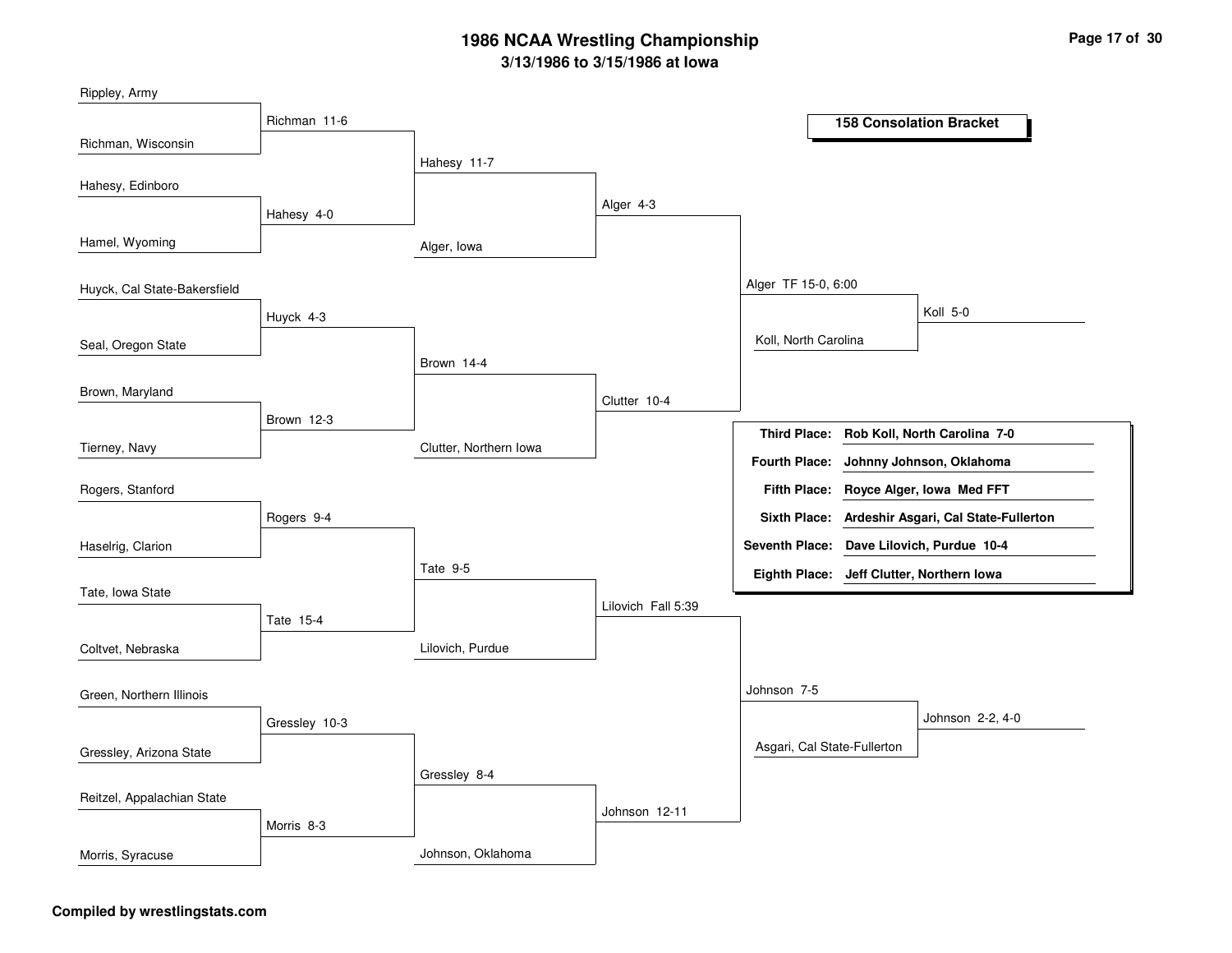# 1986 NCAA Wrestling Championship

**3/13/1986 to 3/15/1986 at Iowa**

**158 Consolation Bracket**

## First Round

| Wrestler 1 | Wrestler 2 | Result |
|---|---|---|
| Rippley, Army | Richman, Wisconsin | Richman 11-6 |
| Hahesy, Edinboro | Hamel, Wyoming | Hahesy 4-0 |
| Huyck, Cal State-Bakersfield | Seal, Oregon State | Huyck 4-3 |
| Brown, Maryland | Tierney, Navy | Brown 12-3 |
| Rogers, Stanford | Haselrig, Clarion | Rogers 9-4 |
| Tate, Iowa State | Coltvet, Nebraska | Tate 15-4 |
| Green, Northern Illinois | Gressley, Arizona State | Gressley 10-3 |
| Reitzel, Appalachian State | Morris, Syracuse | Morris 8-3 |

## Second Round

| Wrestler 1 | Wrestler 2 | Result |
|---|---|---|
| Richman | Hahesy | Hahesy 11-7 |
| Huyck | Brown | Brown 14-4 |
| Rogers | Tate | Tate 9-5 |
| Gressley | Morris | Gressley 8-4 |

## Third Round

| Wrestler 1 | Wrestler 2 | Result |
|---|---|---|
| Hahesy | Alger, Iowa | Alger 4-3 |
| Brown | Clutter, Northern Iowa | Clutter 10-4 |
| Tate | Lilovich, Purdue | Lilovich Fall 5:39 |
| Gressley | Johnson, Oklahoma | Johnson 12-11 |

## Fourth Round

| Wrestler 1 | Wrestler 2 | Result |
|---|---|---|
| Alger | Clutter | Alger TF 15-0, 6:00 |
| Lilovich | Johnson | Johnson 7-5 |

## Fifth Round

| Wrestler 1 | Wrestler 2 | Result |
|---|---|---|
| Alger | Koll, North Carolina | Koll 5-0 |
| Johnson | Asgari, Cal State-Fullerton | Johnson 2-2, 4-0 |

## Final Placings

| Place | Wrestler |
|---|---|
| **Third Place:** | **Rob Koll, North Carolina 7-0** |
| **Fourth Place:** | **Johnny Johnson, Oklahoma** |
| **Fifth Place:** | **Royce Alger, Iowa Med FFT** |
| **Sixth Place:** | **Ardeshir Asgari, Cal State-Fullerton** |
| **Seventh Place:** | **Dave Lilovich, Purdue 10-4** |
| **Eighth Place:** | **Jeff Clutter, Northern Iowa** |

**Compiled by wrestlingstats.com**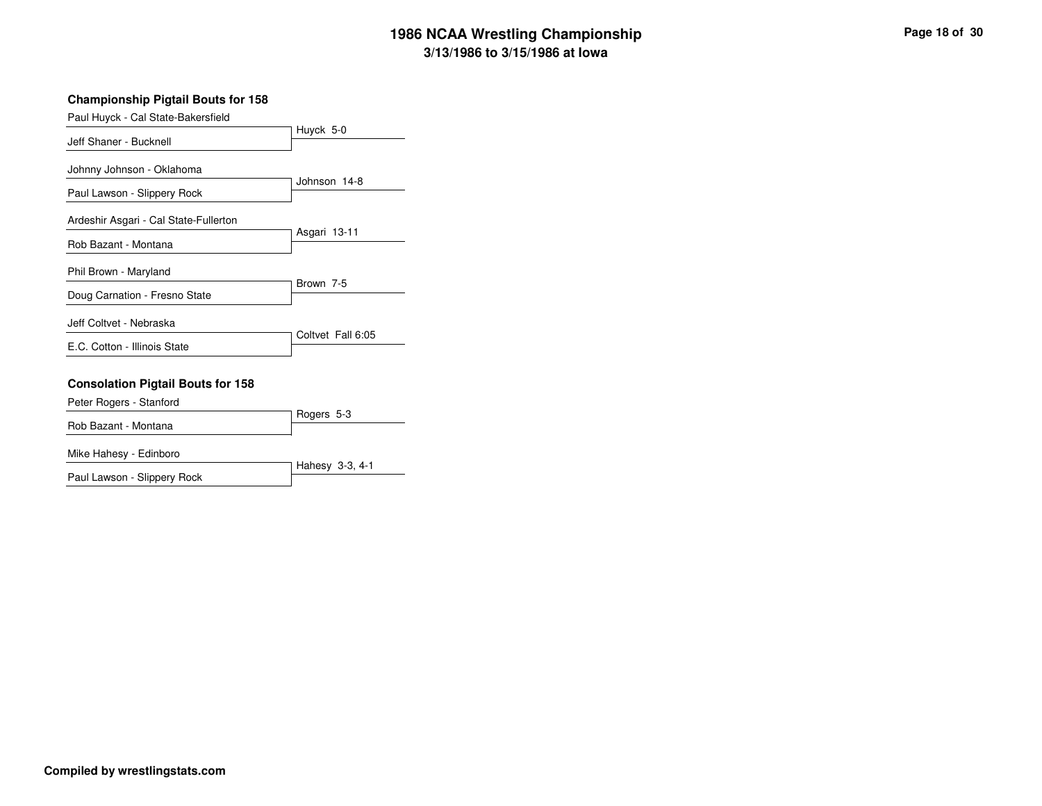### Championship Pigtail Bouts for 158

| Wrestler 1 | Wrestler 2 | Result |
| --- | --- | --- |
| Paul Huyck - Cal State-Bakersfield | Jeff Shaner - Bucknell | Huyck 5-0 |
| Johnny Johnson - Oklahoma | Paul Lawson - Slippery Rock | Johnson 14-8 |
| Ardeshir Asgari - Cal State-Fullerton | Rob Bazant - Montana | Asgari 13-11 |
| Phil Brown - Maryland | Doug Carnation - Fresno State | Brown 7-5 |
| Jeff Coltvet - Nebraska | E.C. Cotton - Illinois State | Coltvet Fall 6:05 |

### Consolation Pigtail Bouts for 158

| Wrestler 1 | Wrestler 2 | Result |
| --- | --- | --- |
| Peter Rogers - Stanford | Rob Bazant - Montana | Rogers 5-3 |
| Mike Hahesy - Edinboro | Paul Lawson - Slippery Rock | Hahesy 3-3, 4-1 |

**Compiled by wrestlingstats.com**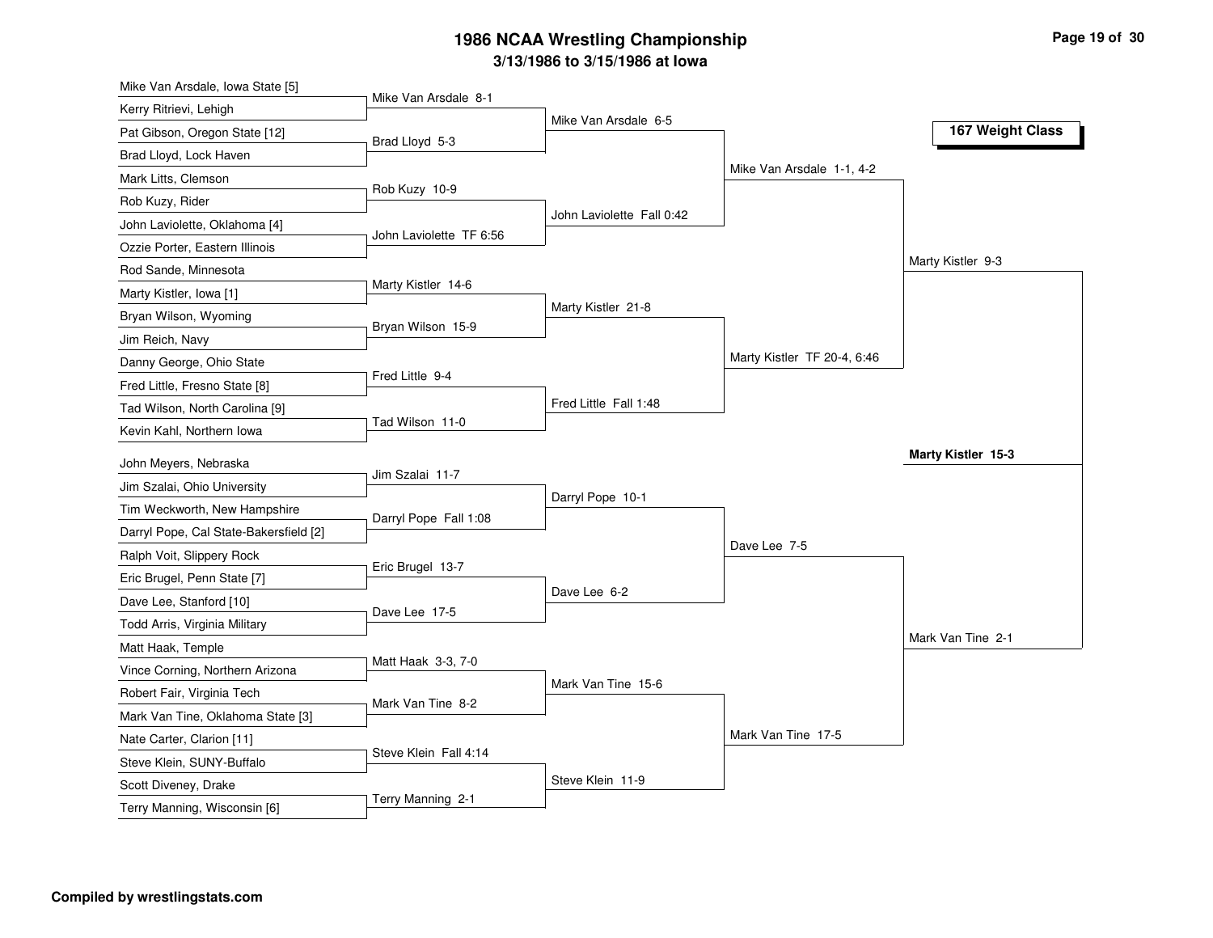# 1986 NCAA Wrestling Championship

## 3/13/1986 to 3/15/1986 at Iowa

### 167 Weight Class

**First Round**

- Mike Van Arsdale, Iowa State [5] vs Kerry Ritrievi, Lehigh — Mike Van Arsdale 8-1
- Pat Gibson, Oregon State [12] vs Brad Lloyd, Lock Haven — Brad Lloyd 5-3
- Mark Litts, Clemson vs Rob Kuzy, Rider — Rob Kuzy 10-9
- John Laviolette, Oklahoma [4] vs Ozzie Porter, Eastern Illinois — John Laviolette TF 6:56
- Rod Sande, Minnesota vs Marty Kistler, Iowa [1] — Marty Kistler 14-6
- Bryan Wilson, Wyoming vs Jim Reich, Navy — Bryan Wilson 15-9
- Danny George, Ohio State vs Fred Little, Fresno State [8] — Fred Little 9-4
- Tad Wilson, North Carolina [9] vs Kevin Kahl, Northern Iowa — Tad Wilson 11-0
- John Meyers, Nebraska vs Jim Szalai, Ohio University — Jim Szalai 11-7
- Tim Weckworth, New Hampshire vs Darryl Pope, Cal State-Bakersfield [2] — Darryl Pope Fall 1:08
- Ralph Voit, Slippery Rock vs Eric Brugel, Penn State [7] — Eric Brugel 13-7
- Dave Lee, Stanford [10] vs Todd Arris, Virginia Military — Dave Lee 17-5
- Matt Haak, Temple vs Vince Corning, Northern Arizona — Matt Haak 3-3, 7-0
- Robert Fair, Virginia Tech vs Mark Van Tine, Oklahoma State [3] — Mark Van Tine 8-2
- Nate Carter, Clarion [11] vs Steve Klein, SUNY-Buffalo — Steve Klein Fall 4:14
- Scott Diveney, Drake vs Terry Manning, Wisconsin [6] — Terry Manning 2-1

**Second Round**

- Mike Van Arsdale 6-5
- John Laviolette Fall 0:42
- Marty Kistler 21-8
- Fred Little Fall 1:48
- Darryl Pope 10-1
- Dave Lee 6-2
- Mark Van Tine 15-6
- Steve Klein 11-9

**Quarterfinals**

- Mike Van Arsdale 1-1, 4-2
- Marty Kistler TF 20-4, 6:46
- Dave Lee 7-5
- Mark Van Tine 17-5

**Semifinals**

- Marty Kistler 9-3
- Mark Van Tine 2-1

**Final**

- **Marty Kistler 15-3**

Compiled by wrestlingstats.com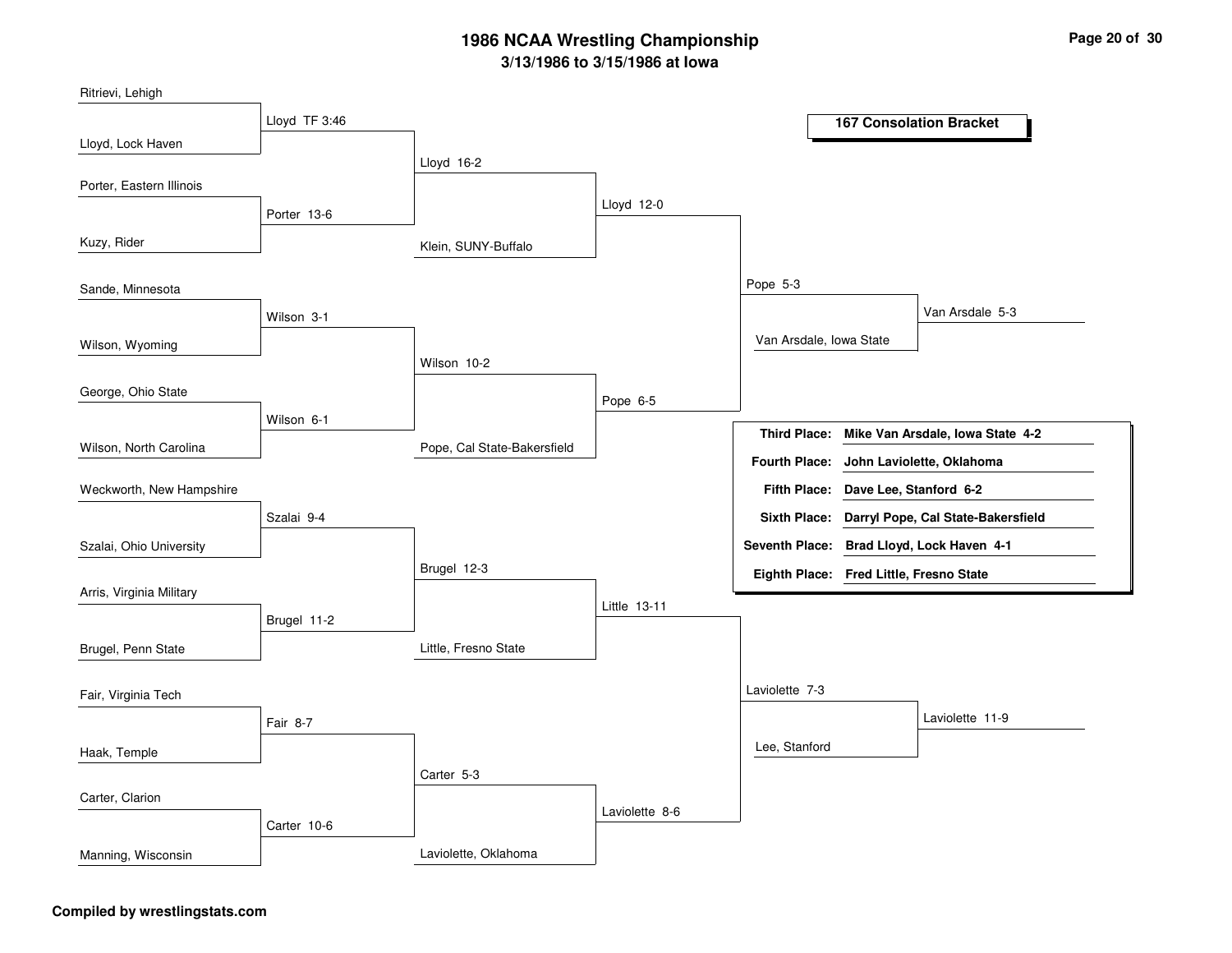# 1986 NCAA Wrestling Championship

## 3/13/1986 to 3/15/1986 at Iowa

### 167 Consolation Bracket

**Round 1**

| Wrestler 1 | Wrestler 2 | Winner |
| --- | --- | --- |
| Ritrievi, Lehigh | Lloyd, Lock Haven | Lloyd TF 3:46 |
| Porter, Eastern Illinois | Kuzy, Rider | Porter 13-6 |
| Sande, Minnesota | Wilson, Wyoming | Wilson 3-1 |
| George, Ohio State | Wilson, North Carolina | Wilson 6-1 |
| Weckworth, New Hampshire | Szalai, Ohio University | Szalai 9-4 |
| Arris, Virginia Military | Brugel, Penn State | Brugel 11-2 |
| Fair, Virginia Tech | Haak, Temple | Fair 8-7 |
| Carter, Clarion | Manning, Wisconsin | Carter 10-6 |

**Round 2**

| Match | Winner |
| --- | --- |
| Lloyd vs. Porter | Lloyd 16-2 |
| Wilson vs. Wilson | Wilson 10-2 |
| Szalai vs. Brugel | Brugel 12-3 |
| Fair vs. Carter | Carter 5-3 |

**Round 3**

| Match | Winner |
| --- | --- |
| Lloyd vs. Klein, SUNY-Buffalo | Lloyd 12-0 |
| Wilson vs. Pope, Cal State-Bakersfield | Pope 6-5 |
| Brugel vs. Little, Fresno State | Little 13-11 |
| Carter vs. Laviolette, Oklahoma | Laviolette 8-6 |

**Round 4**

| Match | Winner |
| --- | --- |
| Lloyd vs. Pope | Pope 5-3 |
| Little vs. Laviolette | Laviolette 7-3 |

**Round 5**

| Match | Winner |
| --- | --- |
| Pope vs. Van Arsdale, Iowa State | Van Arsdale 5-3 |
| Laviolette vs. Lee, Stanford | Laviolette 11-9 |

| Place | Wrestler |
| --- | --- |
| Third Place: | Mike Van Arsdale, Iowa State 4-2 |
| Fourth Place: | John Laviolette, Oklahoma |
| Fifth Place: | Dave Lee, Stanford 6-2 |
| Sixth Place: | Darryl Pope, Cal State-Bakersfield |
| Seventh Place: | Brad Lloyd, Lock Haven 4-1 |
| Eighth Place: | Fred Little, Fresno State |

Compiled by wrestlingstats.com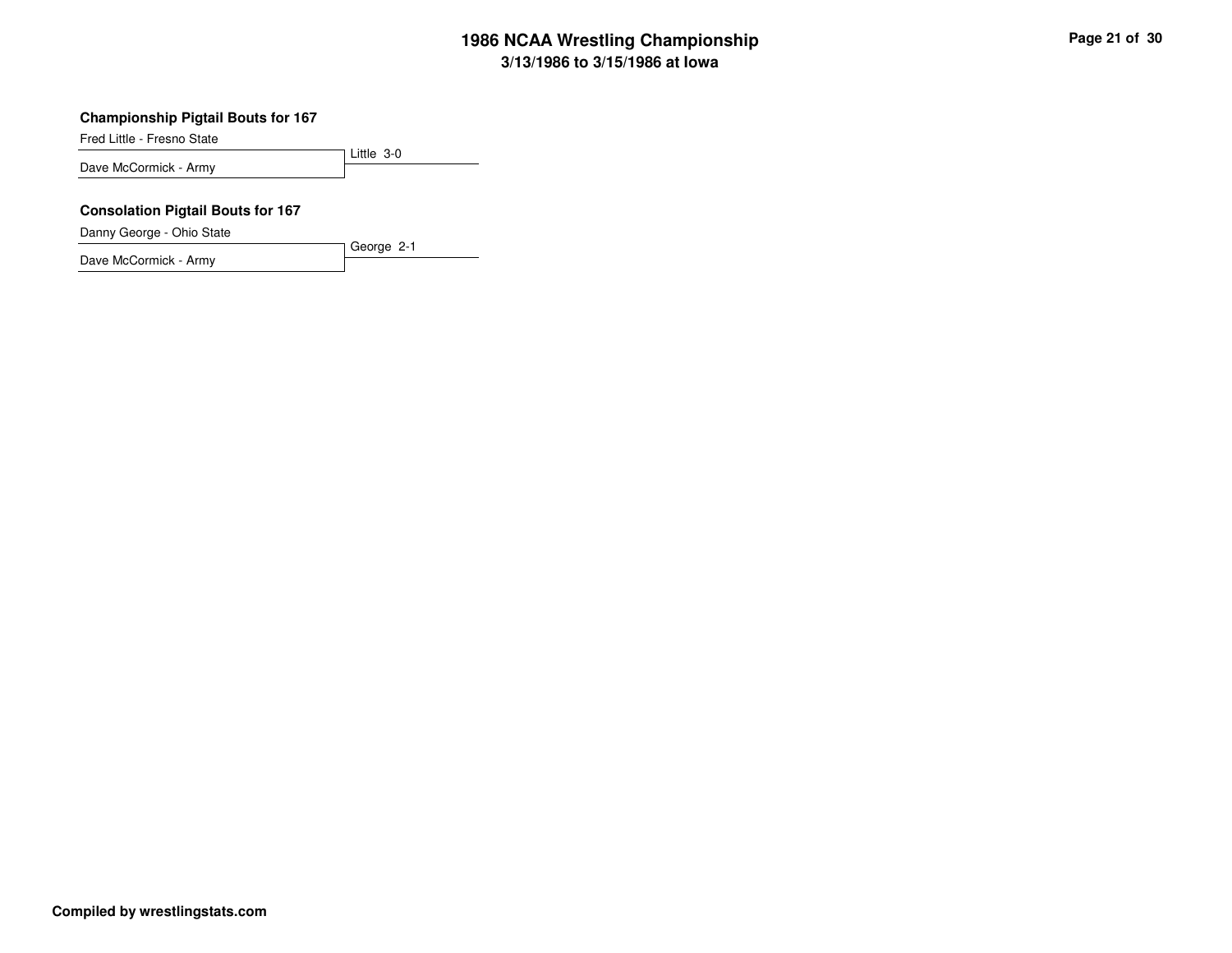### Championship Pigtail Bouts for 167

Fred Little - Fresno State
Dave McCormick - Army

Little 3-0

### Consolation Pigtail Bouts for 167

Danny George - Ohio State
Dave McCormick - Army

George 2-1

**Compiled by wrestlingstats.com**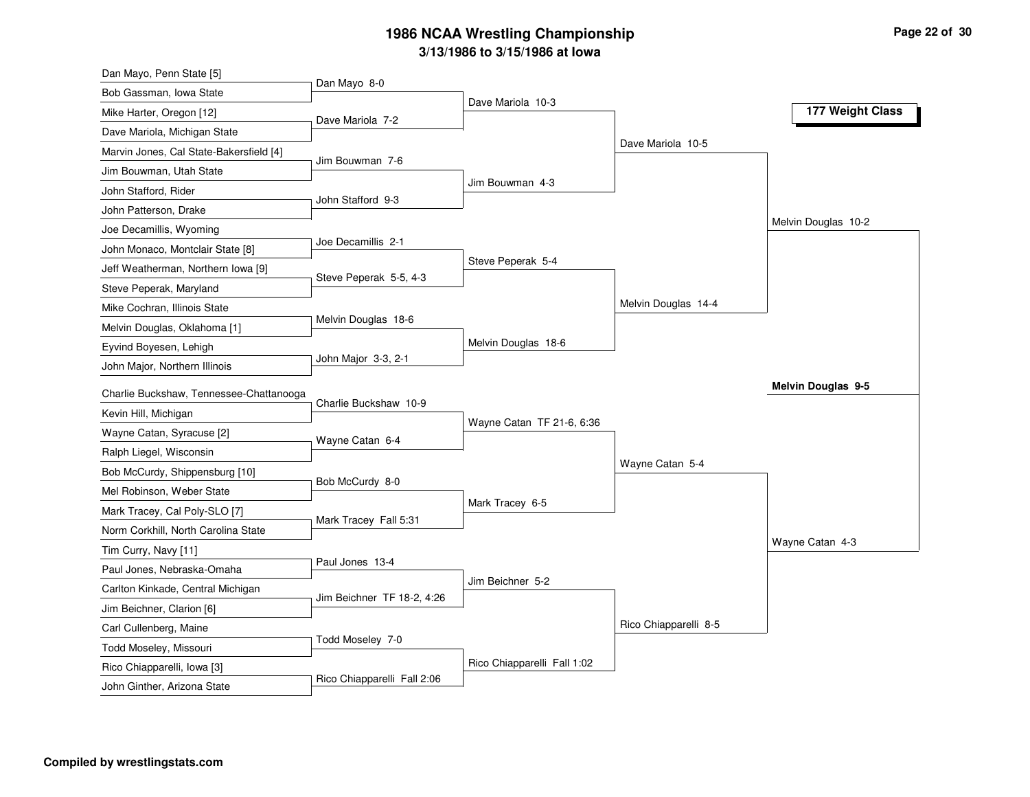# 1986 NCAA Wrestling Championship

## 3/13/1986 to 3/15/1986 at Iowa

### 177 Weight Class

**First Round**

- Dan Mayo, Penn State [5] vs. Bob Gassman, Iowa State — Dan Mayo 8-0
- Mike Harter, Oregon [12] vs. Dave Mariola, Michigan State — Dave Mariola 7-2
- Marvin Jones, Cal State-Bakersfield [4] vs. Jim Bouwman, Utah State — Jim Bouwman 7-6
- John Stafford, Rider vs. John Patterson, Drake — John Stafford 9-3
- Joe Decamillis, Wyoming vs. John Monaco, Montclair State [8] — Joe Decamillis 2-1
- Jeff Weatherman, Northern Iowa [9] vs. Steve Peperak, Maryland — Steve Peperak 5-5, 4-3
- Mike Cochran, Illinois State vs. Melvin Douglas, Oklahoma [1] — Melvin Douglas 18-6
- Eyvind Boyesen, Lehigh vs. John Major, Northern Illinois — John Major 3-3, 2-1
- Charlie Buckshaw, Tennessee-Chattanooga vs. Kevin Hill, Michigan — Charlie Buckshaw 10-9
- Wayne Catan, Syracuse [2] vs. Ralph Liegel, Wisconsin — Wayne Catan 6-4
- Bob McCurdy, Shippensburg [10] vs. Mel Robinson, Weber State — Bob McCurdy 8-0
- Mark Tracey, Cal Poly-SLO [7] vs. Norm Corkhill, North Carolina State — Mark Tracey Fall 5:31
- Tim Curry, Navy [11] vs. Paul Jones, Nebraska-Omaha — Paul Jones 13-4
- Carlton Kinkade, Central Michigan vs. Jim Beichner, Clarion [6] — Jim Beichner TF 18-2, 4:26
- Carl Cullenberg, Maine vs. Todd Moseley, Missouri — Todd Moseley 7-0
- Rico Chiapparelli, Iowa [3] vs. John Ginther, Arizona State — Rico Chiapparelli Fall 2:06

**Second Round**

- Dave Mariola 10-3
- Jim Bouwman 4-3
- Steve Peperak 5-4
- Melvin Douglas 18-6
- Wayne Catan TF 21-6, 6:36
- Mark Tracey 6-5
- Jim Beichner 5-2
- Rico Chiapparelli Fall 1:02

**Quarterfinals**

- Dave Mariola 10-5
- Melvin Douglas 14-4
- Wayne Catan 5-4
- Rico Chiapparelli 8-5

**Semifinals**

- Melvin Douglas 10-2
- Wayne Catan 4-3

**Final**

- **Melvin Douglas 9-5**

**Compiled by wrestlingstats.com**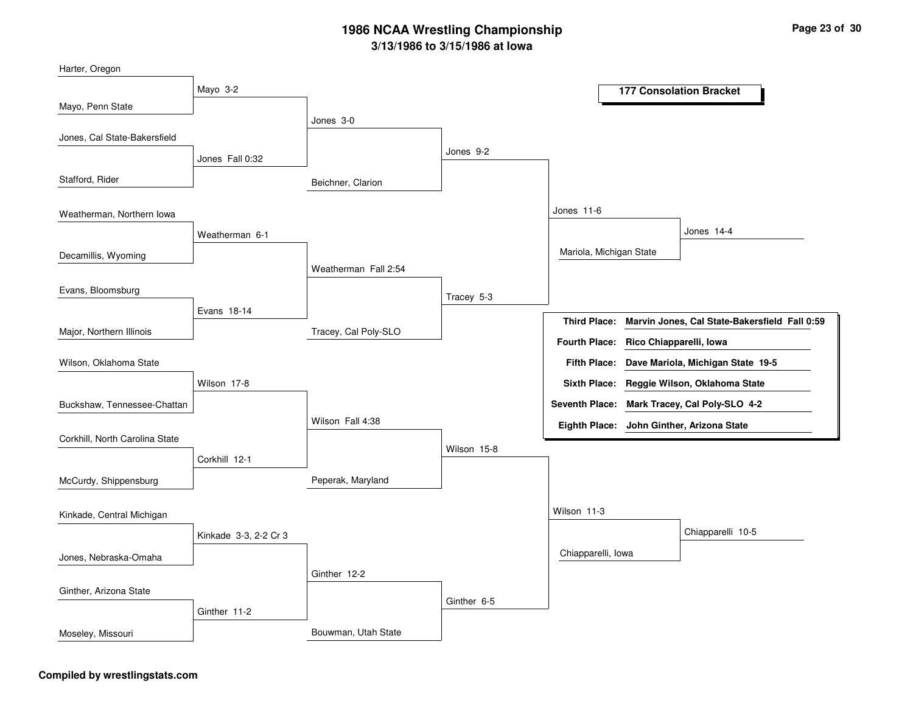# 1986 NCAA Wrestling Championship

## 3/13/1986 to 3/15/1986 at Iowa

### 177 Consolation Bracket

| First Round | Second Round | Third Round | Quarterfinals | Semifinals | Finals |
|---|---|---|---|---|---|
| Harter, Oregon | | | | | |
| Mayo, Penn State | Mayo 3-2 | | | | |
| Jones, Cal State-Bakersfield | | Jones 3-0 | | | |
| Stafford, Rider | Jones Fall 0:32 | Beichner, Clarion | Jones 9-2 | | |
| Weatherman, Northern Iowa | | | | Jones 11-6 | |
| Decamillis, Wyoming | Weatherman 6-1 | | | Mariola, Michigan State | Jones 14-4 |
| Evans, Bloomsburg | | Weatherman Fall 2:54 | | | |
| Major, Northern Illinois | Evans 18-14 | Tracey, Cal Poly-SLO | Tracey 5-3 | | |
| Wilson, Oklahoma State | | | | | |
| Buckshaw, Tennessee-Chattan | Wilson 17-8 | | | | |
| Corkhill, North Carolina State | | Wilson Fall 4:38 | | | |
| McCurdy, Shippensburg | Corkhill 12-1 | Peperak, Maryland | Wilson 15-8 | | |
| Kinkade, Central Michigan | | | | Wilson 11-3 | |
| Jones, Nebraska-Omaha | Kinkade 3-3, 2-2 Cr 3 | | | Chiapparelli, Iowa | Chiapparelli 10-5 |
| Ginther, Arizona State | | Ginther 12-2 | | | |
| Moseley, Missouri | Ginther 11-2 | Bouwman, Utah State | Ginther 6-5 | | |

| Place | Wrestler |
|---|---|
| **Third Place:** | **Marvin Jones, Cal State-Bakersfield Fall 0:59** |
| **Fourth Place:** | **Rico Chiapparelli, Iowa** |
| **Fifth Place:** | **Dave Mariola, Michigan State 19-5** |
| **Sixth Place:** | **Reggie Wilson, Oklahoma State** |
| **Seventh Place:** | **Mark Tracey, Cal Poly-SLO 4-2** |
| **Eighth Place:** | **John Ginther, Arizona State** |

**Compiled by wrestlingstats.com**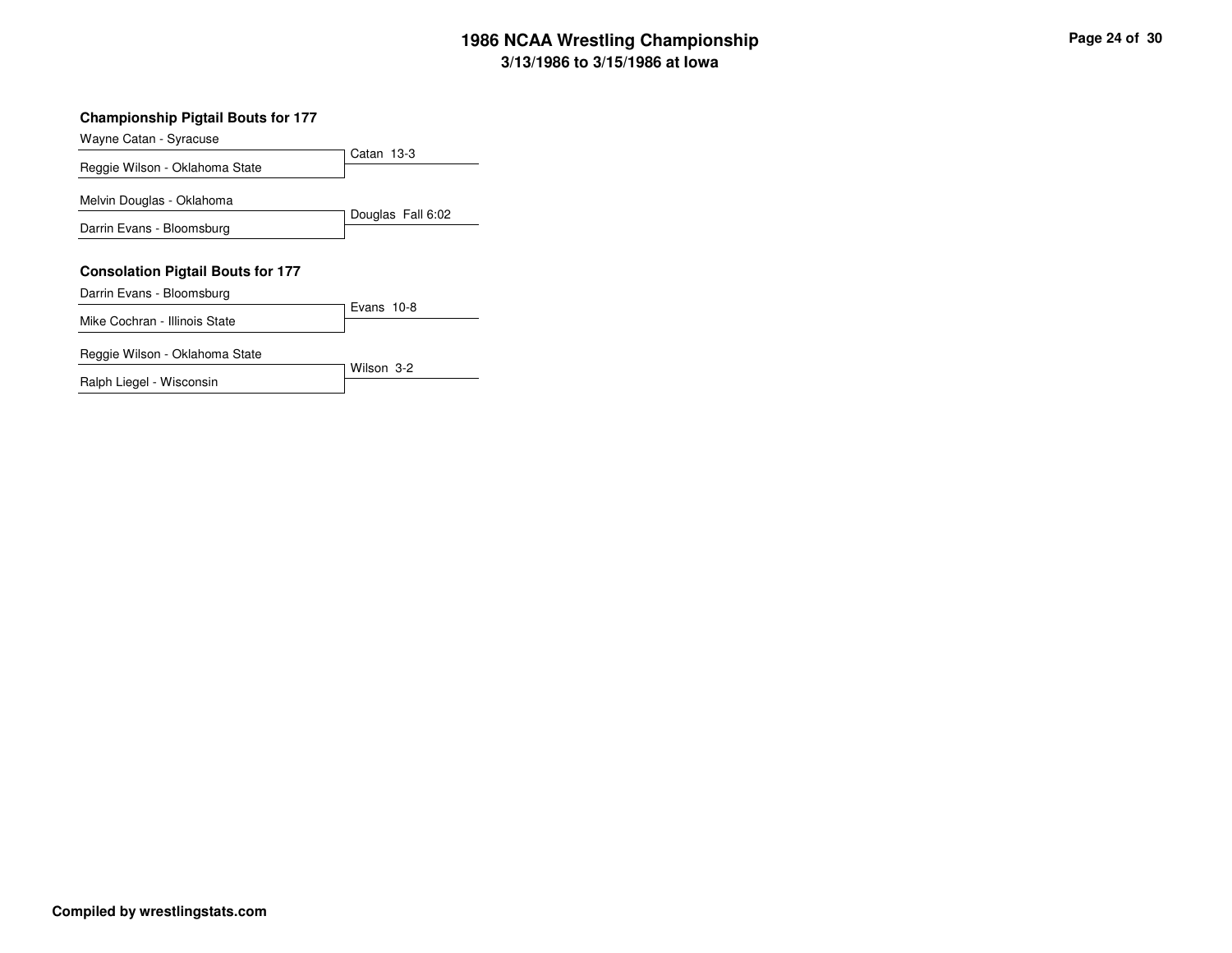# 1986 NCAA Wrestling Championship
## 3/13/1986 to 3/15/1986 at Iowa

### Championship Pigtail Bouts for 177

| Wrestler 1 | Wrestler 2 | Result |
|---|---|---|
| Wayne Catan - Syracuse | Reggie Wilson - Oklahoma State | Catan 13-3 |
| Melvin Douglas - Oklahoma | Darrin Evans - Bloomsburg | Douglas Fall 6:02 |

### Consolation Pigtail Bouts for 177

| Wrestler 1 | Wrestler 2 | Result |
|---|---|---|
| Darrin Evans - Bloomsburg | Mike Cochran - Illinois State | Evans 10-8 |
| Reggie Wilson - Oklahoma State | Ralph Liegel - Wisconsin | Wilson 3-2 |

**Compiled by wrestlingstats.com**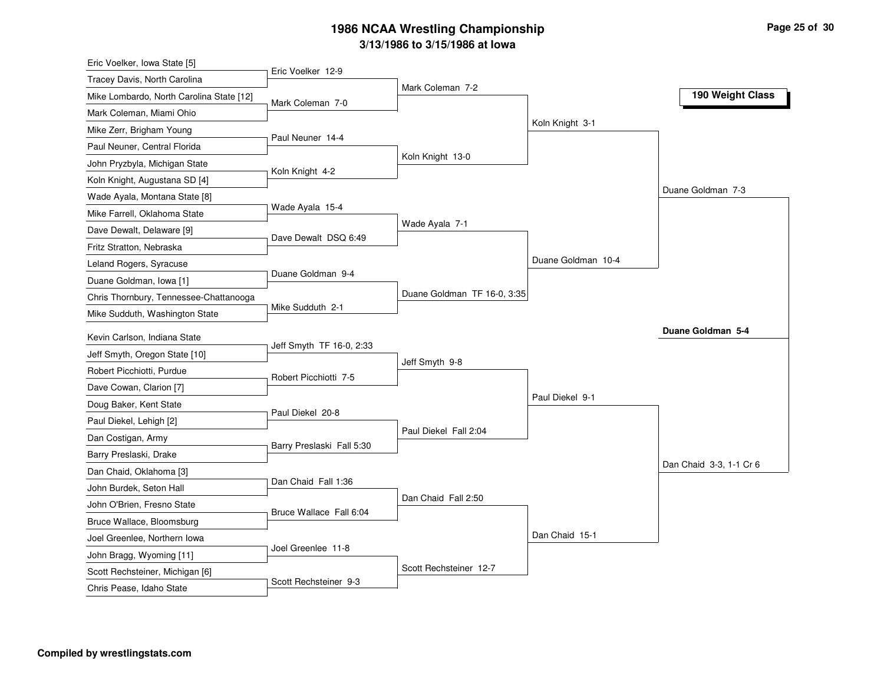# 1986 NCAA Wrestling Championship

## 3/13/1986 to 3/15/1986 at Iowa

### 190 Weight Class

#### First Round

| Wrestler 1 | Wrestler 2 | Result |
|---|---|---|
| Eric Voelker, Iowa State [5] | Tracey Davis, North Carolina | Eric Voelker 12-9 |
| Mike Lombardo, North Carolina State [12] | Mark Coleman, Miami Ohio | Mark Coleman 7-0 |
| Mike Zerr, Brigham Young | Paul Neuner, Central Florida | Paul Neuner 14-4 |
| John Pryzbyla, Michigan State | Koln Knight, Augustana SD [4] | Koln Knight 4-2 |
| Wade Ayala, Montana State [8] | Mike Farrell, Oklahoma State | Wade Ayala 15-4 |
| Dave Dewalt, Delaware [9] | Fritz Stratton, Nebraska | Dave Dewalt DSQ 6:49 |
| Leland Rogers, Syracuse | Duane Goldman, Iowa [1] | Duane Goldman 9-4 |
| Chris Thornbury, Tennessee-Chattanooga | Mike Sudduth, Washington State | Mike Sudduth 2-1 |
| Kevin Carlson, Indiana State | Jeff Smyth, Oregon State [10] | Jeff Smyth TF 16-0, 2:33 |
| Robert Picchiotti, Purdue | Dave Cowan, Clarion [7] | Robert Picchiotti 7-5 |
| Doug Baker, Kent State | Paul Diekel, Lehigh [2] | Paul Diekel 20-8 |
| Dan Costigan, Army | Barry Preslaski, Drake | Barry Preslaski Fall 5:30 |
| Dan Chaid, Oklahoma [3] | John Burdek, Seton Hall | Dan Chaid Fall 1:36 |
| John O'Brien, Fresno State | Bruce Wallace, Bloomsburg | Bruce Wallace Fall 6:04 |
| Joel Greenlee, Northern Iowa | John Bragg, Wyoming [11] | Joel Greenlee 11-8 |
| Scott Rechsteiner, Michigan [6] | Chris Pease, Idaho State | Scott Rechsteiner 9-3 |

#### Second Round

- Mark Coleman 7-2
- Koln Knight 13-0
- Wade Ayala 7-1
- Duane Goldman TF 16-0, 3:35
- Jeff Smyth 9-8
- Paul Diekel Fall 2:04
- Dan Chaid Fall 2:50
- Scott Rechsteiner 12-7

#### Quarterfinals

- Koln Knight 3-1
- Duane Goldman 10-4
- Paul Diekel 9-1
- Dan Chaid 15-1

#### Semifinals

- Duane Goldman 7-3
- Dan Chaid 3-3, 1-1 Cr 6

#### Final

**Duane Goldman 5-4**

Compiled by wrestlingstats.com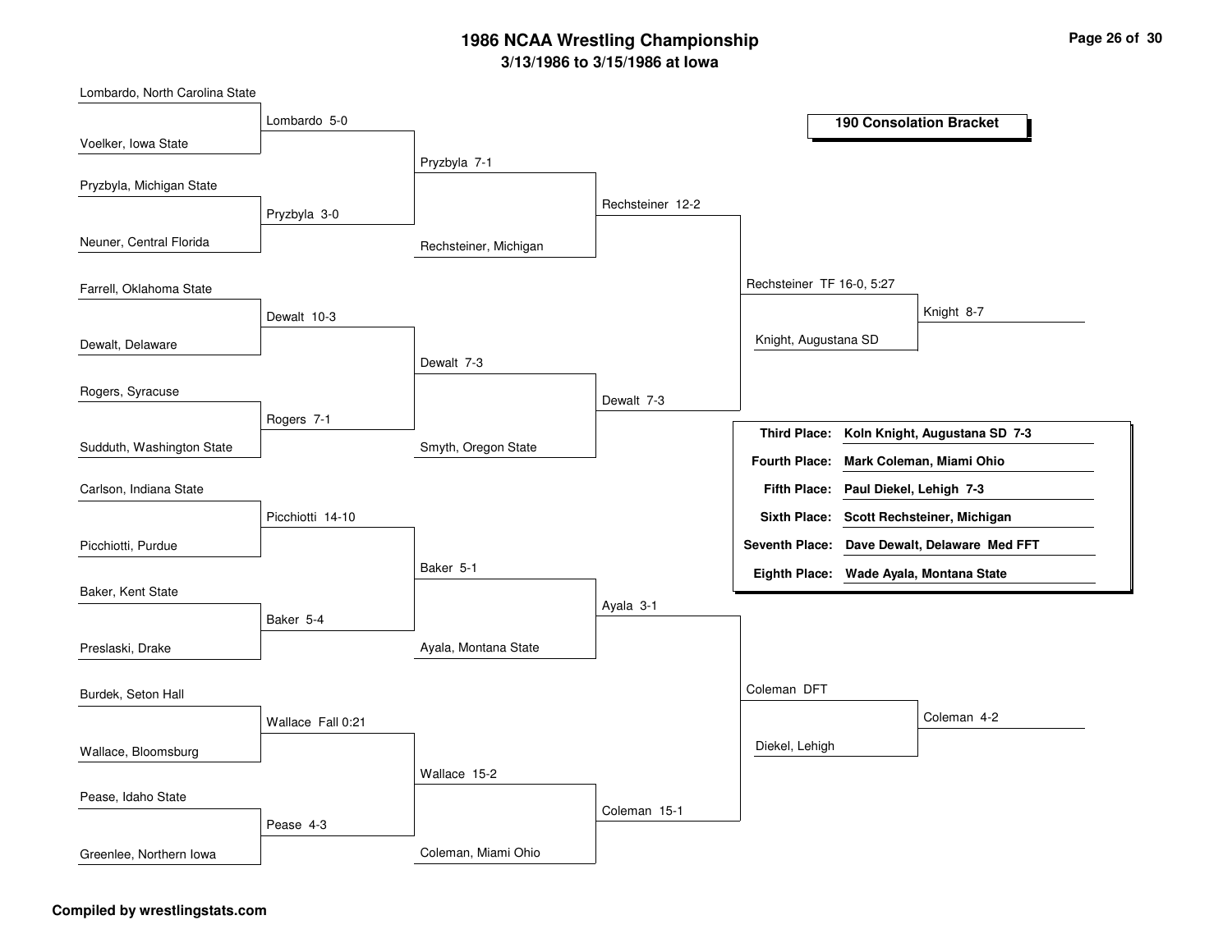# 1986 NCAA Wrestling Championship

## 3/13/1986 to 3/15/1986 at Iowa

### 190 Consolation Bracket

**First Round**

- Lombardo, North Carolina State vs. Voelker, Iowa State — Lombardo 5-0
- Pryzbyla, Michigan State vs. Neuner, Central Florida — Pryzbyla 3-0
- Farrell, Oklahoma State vs. Dewalt, Delaware — Dewalt 10-3
- Rogers, Syracuse vs. Sudduth, Washington State — Rogers 7-1
- Carlson, Indiana State vs. Picchiotti, Purdue — Picchiotti 14-10
- Baker, Kent State vs. Preslaski, Drake — Baker 5-4
- Burdek, Seton Hall vs. Wallace, Bloomsburg — Wallace Fall 0:21
- Pease, Idaho State vs. Greenlee, Northern Iowa — Pease 4-3

**Second Round**

- Lombardo vs. Pryzbyla — Pryzbyla 7-1
- Dewalt vs. Rogers — Dewalt 7-3
- Picchiotti vs. Baker — Baker 5-1
- Wallace vs. Pease — Wallace 15-2

**Third Round**

- Pryzbyla vs. Rechsteiner, Michigan — Rechsteiner 12-2
- Dewalt vs. Smyth, Oregon State — Dewalt 7-3
- Baker vs. Ayala, Montana State — Ayala 3-1
- Wallace vs. Coleman, Miami Ohio — Coleman 15-1

**Quarterfinals**

- Rechsteiner vs. Dewalt — Rechsteiner TF 16-0, 5:27
- Ayala vs. Coleman — Coleman DFT

**Semifinals**

- Rechsteiner vs. Knight, Augustana SD — Knight 8-7
- Coleman vs. Diekel, Lehigh — Coleman 4-2

| Place | Wrestler |
|---|---|
| **Third Place:** | **Koln Knight, Augustana SD 7-3** |
| **Fourth Place:** | **Mark Coleman, Miami Ohio** |
| **Fifth Place:** | **Paul Diekel, Lehigh 7-3** |
| **Sixth Place:** | **Scott Rechsteiner, Michigan** |
| **Seventh Place:** | **Dave Dewalt, Delaware Med FFT** |
| **Eighth Place:** | **Wade Ayala, Montana State** |

**Compiled by wrestlingstats.com**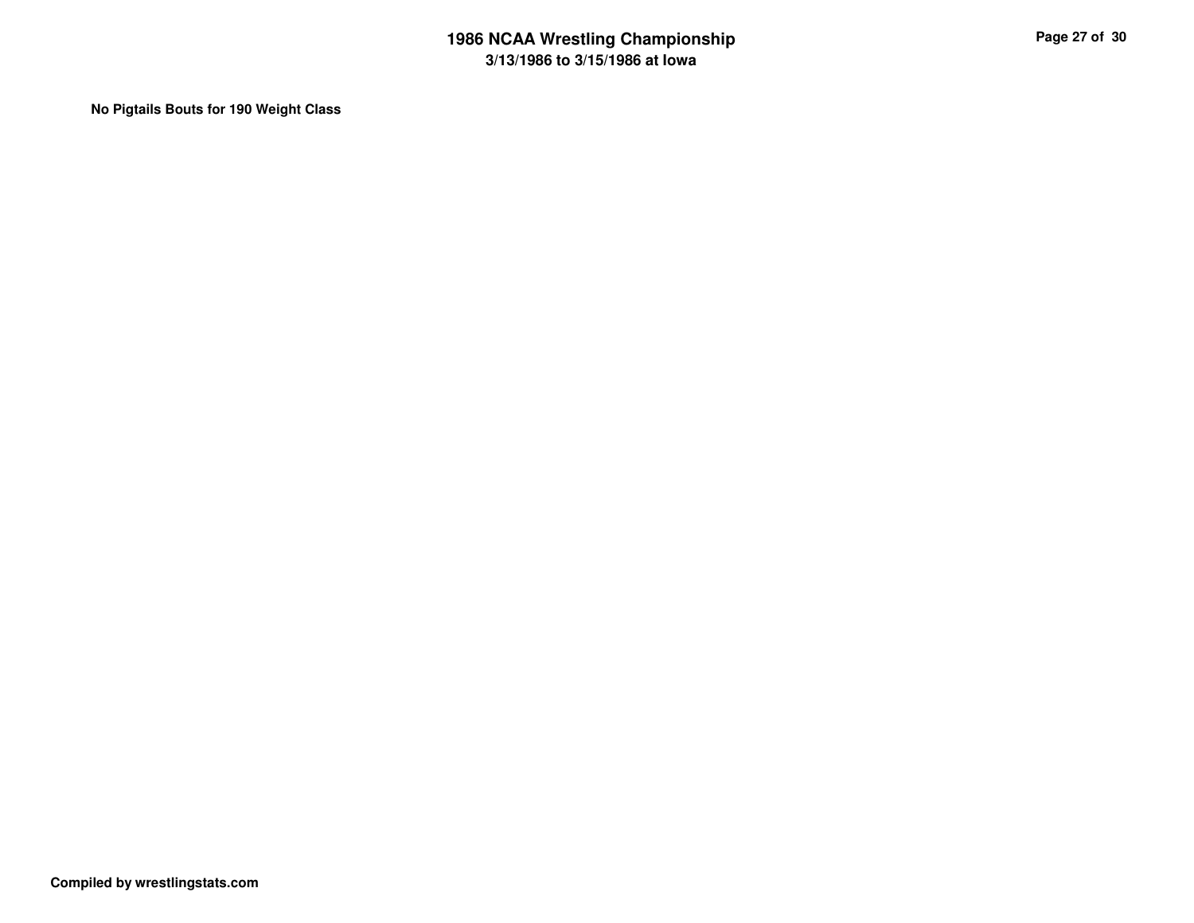**No Pigtails Bouts for 190 Weight Class**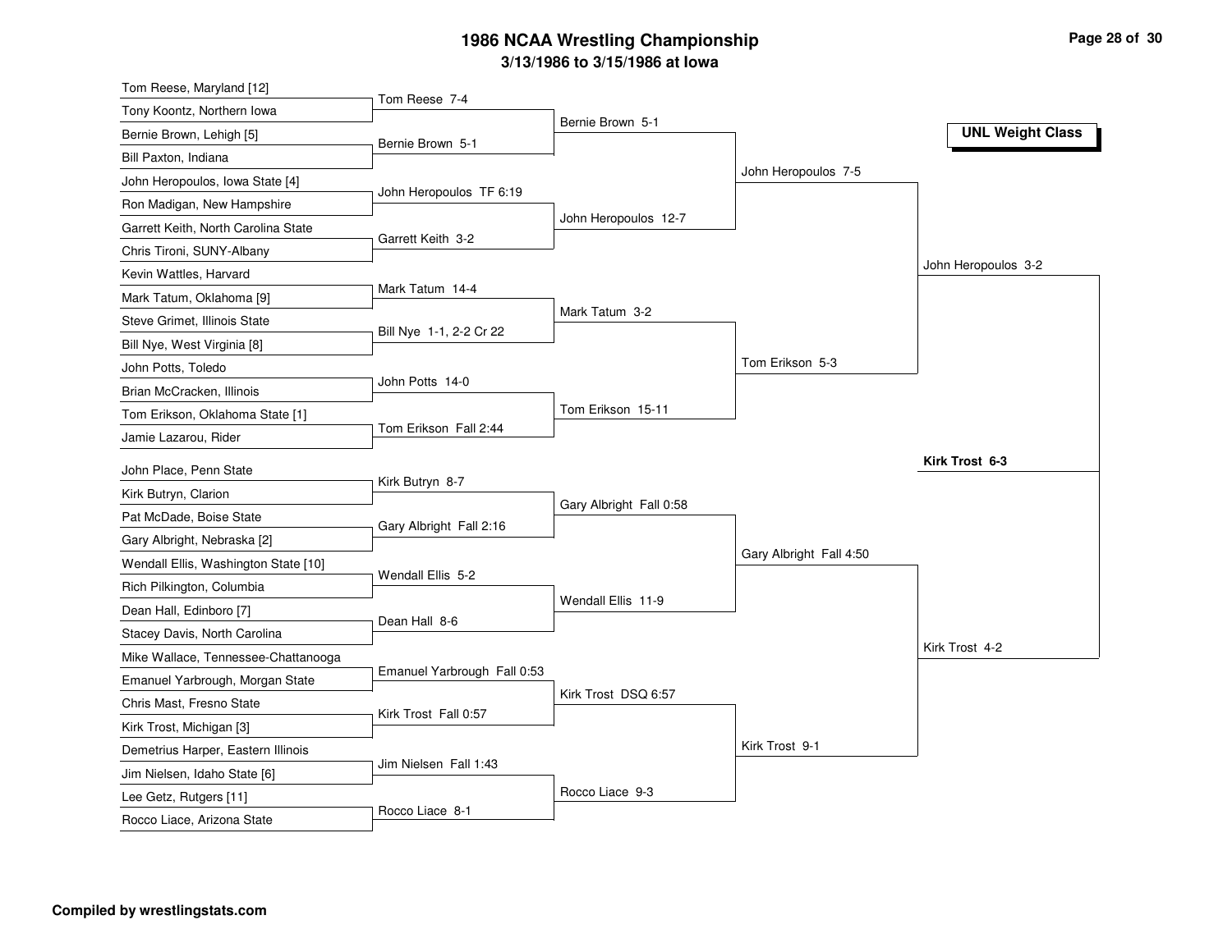# 1986 NCAA Wrestling Championship

## 3/13/1986 to 3/15/1986 at Iowa

**UNL Weight Class**

### First Round

- Tom Reese, Maryland [12] vs. Tony Koontz, Northern Iowa — Tom Reese 7-4
- Bernie Brown, Lehigh [5] vs. Bill Paxton, Indiana — Bernie Brown 5-1
- John Heropoulos, Iowa State [4] vs. Ron Madigan, New Hampshire — John Heropoulos TF 6:19
- Garrett Keith, North Carolina State vs. Chris Tironi, SUNY-Albany — Garrett Keith 3-2
- Kevin Wattles, Harvard vs. Mark Tatum, Oklahoma [9] — Mark Tatum 14-4
- Steve Grimet, Illinois State vs. Bill Nye, West Virginia [8] — Bill Nye 1-1, 2-2 Cr 22
- John Potts, Toledo vs. Brian McCracken, Illinois — John Potts 14-0
- Tom Erikson, Oklahoma State [1] vs. Jamie Lazarou, Rider — Tom Erikson Fall 2:44
- John Place, Penn State vs. Kirk Butryn, Clarion — Kirk Butryn 8-7
- Pat McDade, Boise State vs. Gary Albright, Nebraska [2] — Gary Albright Fall 2:16
- Wendall Ellis, Washington State [10] vs. Rich Pilkington, Columbia — Wendall Ellis 5-2
- Dean Hall, Edinboro [7] vs. Stacey Davis, North Carolina — Dean Hall 8-6
- Mike Wallace, Tennessee-Chattanooga vs. Emanuel Yarbrough, Morgan State — Emanuel Yarbrough Fall 0:53
- Chris Mast, Fresno State vs. Kirk Trost, Michigan [3] — Kirk Trost Fall 0:57
- Demetrius Harper, Eastern Illinois vs. Jim Nielsen, Idaho State [6] — Jim Nielsen Fall 1:43
- Lee Getz, Rutgers [11] vs. Rocco Liace, Arizona State — Rocco Liace 8-1

### Second Round

- Bernie Brown 5-1
- John Heropoulos 12-7
- Mark Tatum 3-2
- Tom Erikson 15-11
- Gary Albright Fall 0:58
- Wendall Ellis 11-9
- Kirk Trost DSQ 6:57
- Rocco Liace 9-3

### Quarterfinals

- John Heropoulos 7-5
- Tom Erikson 5-3
- Gary Albright Fall 4:50
- Kirk Trost 9-1

### Semifinals

- John Heropoulos 3-2
- Kirk Trost 4-2

### Final

**Kirk Trost 6-3**

**Compiled by wrestlingstats.com**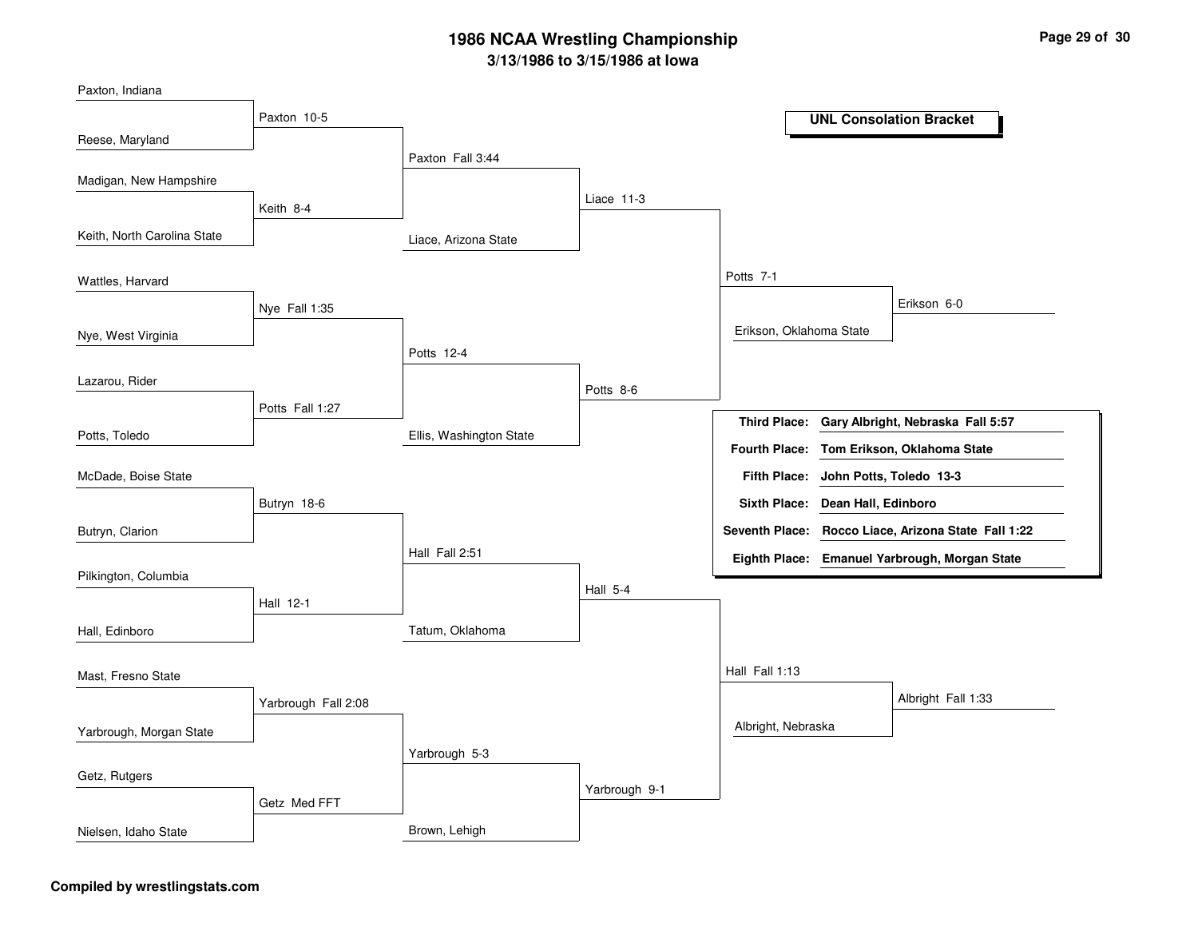# 1986 NCAA Wrestling Championship

## 3/13/1986 to 3/15/1986 at Iowa

### UNL Consolation Bracket

**Round 1**

- Paxton, Indiana vs. Reese, Maryland — Paxton 10-5
- Madigan, New Hampshire vs. Keith, North Carolina State — Keith 8-4
- Wattles, Harvard vs. Nye, West Virginia — Nye Fall 1:35
- Lazarou, Rider vs. Potts, Toledo — Potts Fall 1:27
- McDade, Boise State vs. Butryn, Clarion — Butryn 18-6
- Pilkington, Columbia vs. Hall, Edinboro — Hall 12-1
- Mast, Fresno State vs. Yarbrough, Morgan State — Yarbrough Fall 2:08
- Getz, Rutgers vs. Nielsen, Idaho State — Getz Med FFT

**Round 2**

- Paxton vs. Keith — Paxton Fall 3:44
- Nye vs. Potts — Potts 12-4
- Butryn vs. Hall — Hall Fall 2:51
- Yarbrough vs. Getz — Yarbrough 5-3

**Round 3**

- Paxton vs. Liace, Arizona State — Liace 11-3
- Potts vs. Ellis, Washington State — Potts 8-6
- Hall vs. Tatum, Oklahoma — Hall 5-4
- Yarbrough vs. Brown, Lehigh — Yarbrough 9-1

**Round 4**

- Liace vs. Potts — Potts 7-1
- Hall vs. Yarbrough — Hall Fall 1:13

**Round 5**

- Potts vs. Erikson, Oklahoma State — Erikson 6-0
- Hall vs. Albright, Nebraska — Albright Fall 1:33

| Place | Result |
|---|---|
| **Third Place:** | **Gary Albright, Nebraska Fall 5:57** |
| **Fourth Place:** | **Tom Erikson, Oklahoma State** |
| **Fifth Place:** | **John Potts, Toledo 13-3** |
| **Sixth Place:** | **Dean Hall, Edinboro** |
| **Seventh Place:** | **Rocco Liace, Arizona State Fall 1:22** |
| **Eighth Place:** | **Emanuel Yarbrough, Morgan State** |

**Compiled by wrestlingstats.com**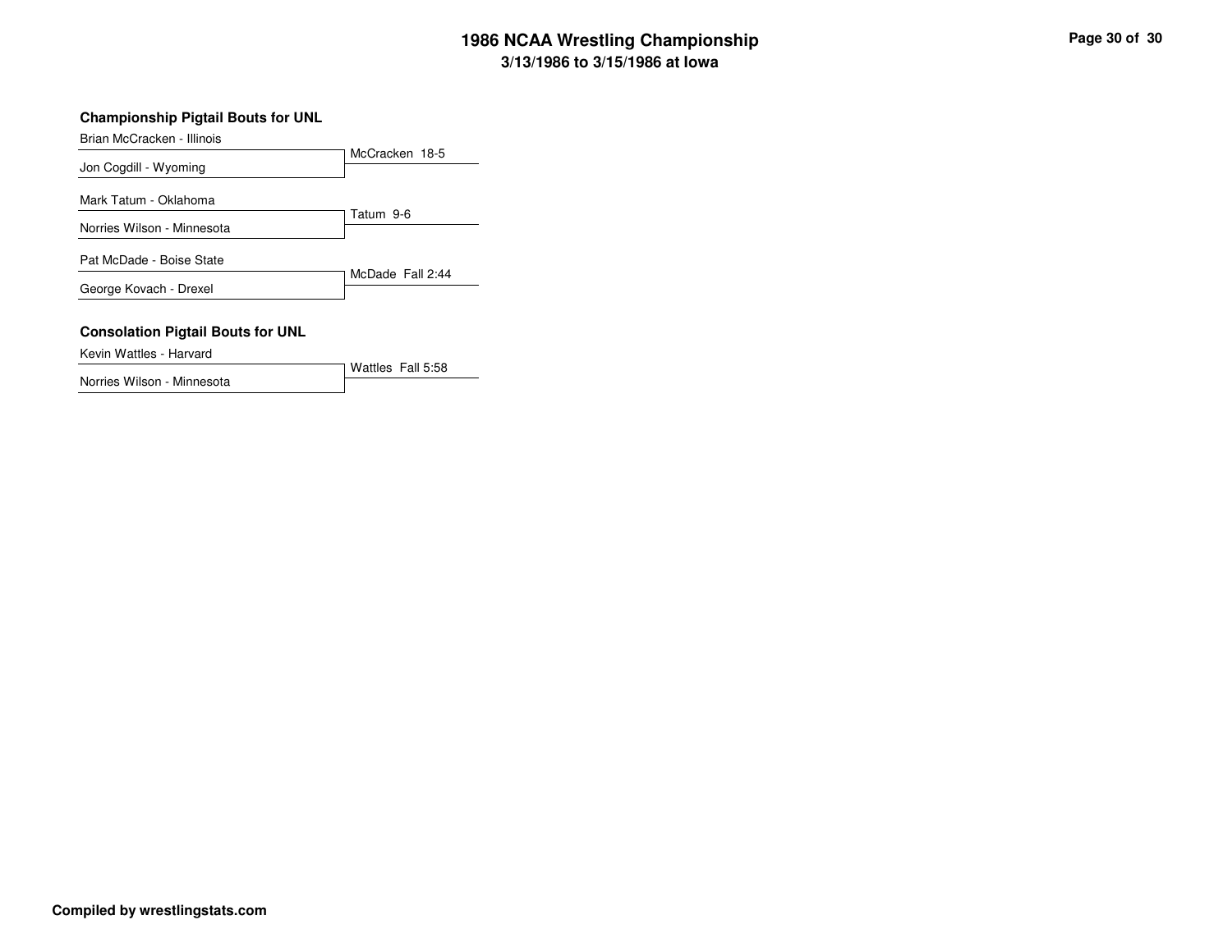## Championship Pigtail Bouts for UNL

Brian McCracken - Illinois
Jon Cogdill - Wyoming
McCracken 18-5

Mark Tatum - Oklahoma
Norries Wilson - Minnesota
Tatum 9-6

Pat McDade - Boise State
George Kovach - Drexel
McDade Fall 2:44

## Consolation Pigtail Bouts for UNL

Kevin Wattles - Harvard
Norries Wilson - Minnesota
Wattles Fall 5:58

**Compiled by wrestlingstats.com**